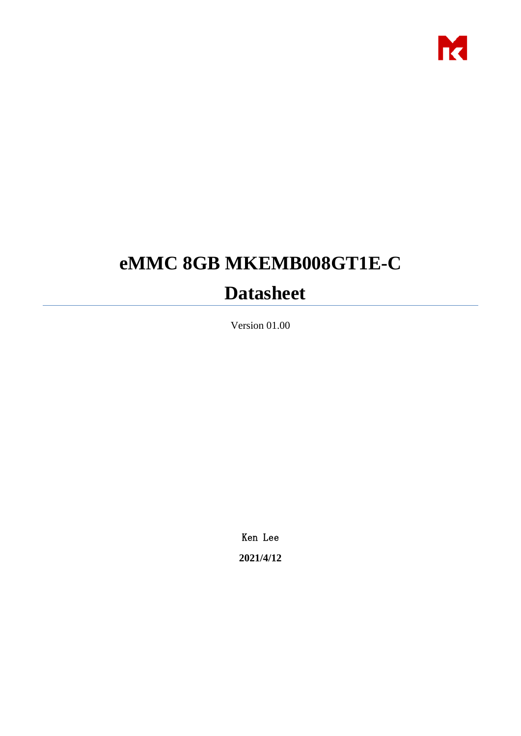# eMMC 8GB MKEMB008GT1E-C

# Datasheet

Version 01.00

Ken Lee

**2021/4/12**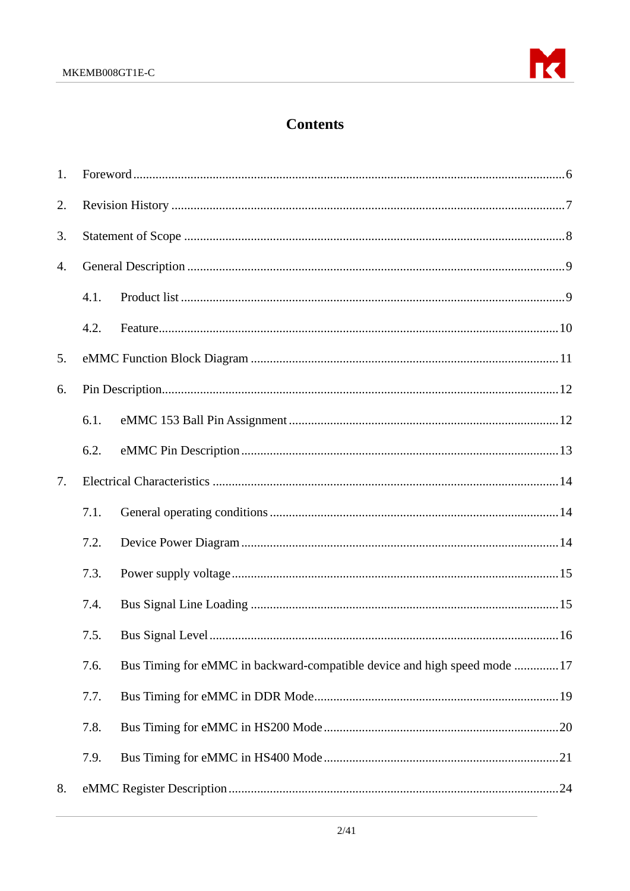# Contents

1. Foreword ........................................................................................................................6
2. Revision History ..............................................................................................................7
3. Statement of Scope ..........................................................................................................8
4. General Description .........................................................................................................9
   - 4.1. Product list ...............................................................................................................9
   - 4.2. Feature....................................................................................................................10
5. eMMC Function Block Diagram ....................................................................................11
6. Pin Description...............................................................................................................12
   - 6.1. eMMC 153 Ball Pin Assignment ..........................................................................12
   - 6.2. eMMC Pin Description ..........................................................................................13
7. Electrical Characteristics ...............................................................................................14
   - 7.1. General operating conditions ................................................................................14
   - 7.2. Device Power Diagram ..........................................................................................14
   - 7.3. Power supply voltage .............................................................................................15
   - 7.4. Bus Signal Line Loading ........................................................................................15
   - 7.5. Bus Signal Level ....................................................................................................16
   - 7.6. Bus Timing for eMMC in backward-compatible device and high speed mode .............17
   - 7.7. Bus Timing for eMMC in DDR Mode....................................................................19
   - 7.8. Bus Timing for eMMC in HS200 Mode .................................................................20
   - 7.9. Bus Timing for eMMC in HS400 Mode .................................................................21
8. eMMC Register Description ..........................................................................................24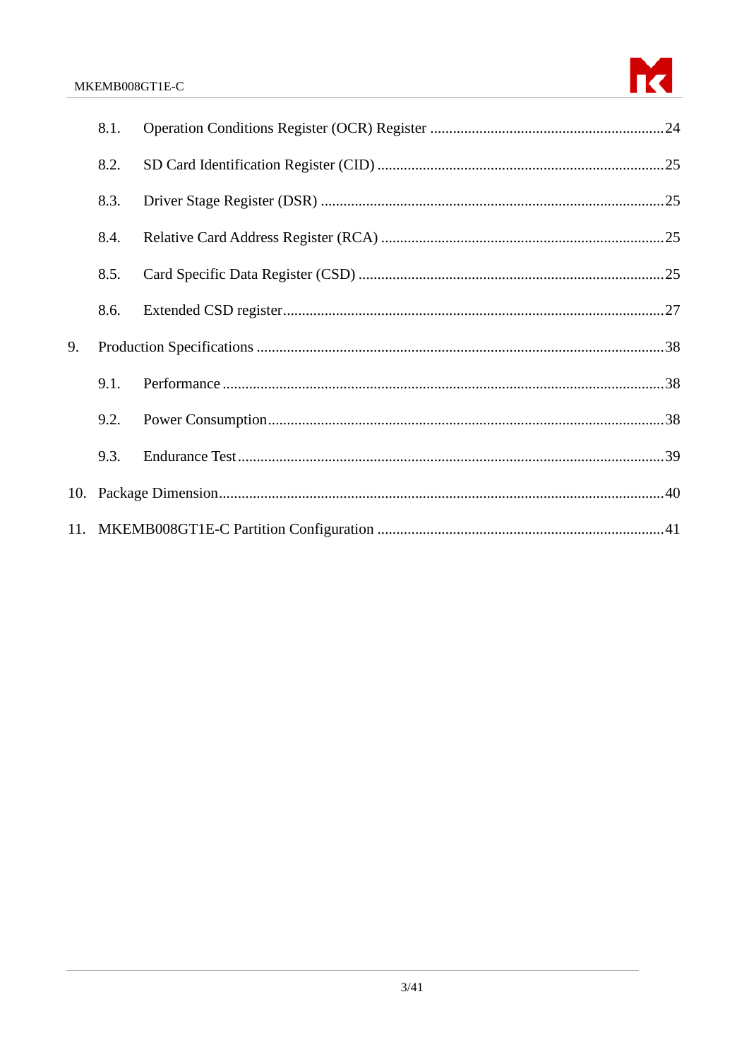8.1. Operation Conditions Register (OCR) Register ........................................................ 24

8.2. SD Card Identification Register (CID) ........................................................ 25

8.3. Driver Stage Register (DSR) ........................................................ 25

8.4. Relative Card Address Register (RCA) ........................................................ 25

8.5. Card Specific Data Register (CSD) ........................................................ 25

8.6. Extended CSD register ........................................................ 27

9. Production Specifications ........................................................ 38

9.1. Performance ........................................................ 38

9.2. Power Consumption ........................................................ 38

9.3. Endurance Test ........................................................ 39

10. Package Dimension ........................................................ 40

11. MKEMB008GT1E-C Partition Configuration ........................................................ 41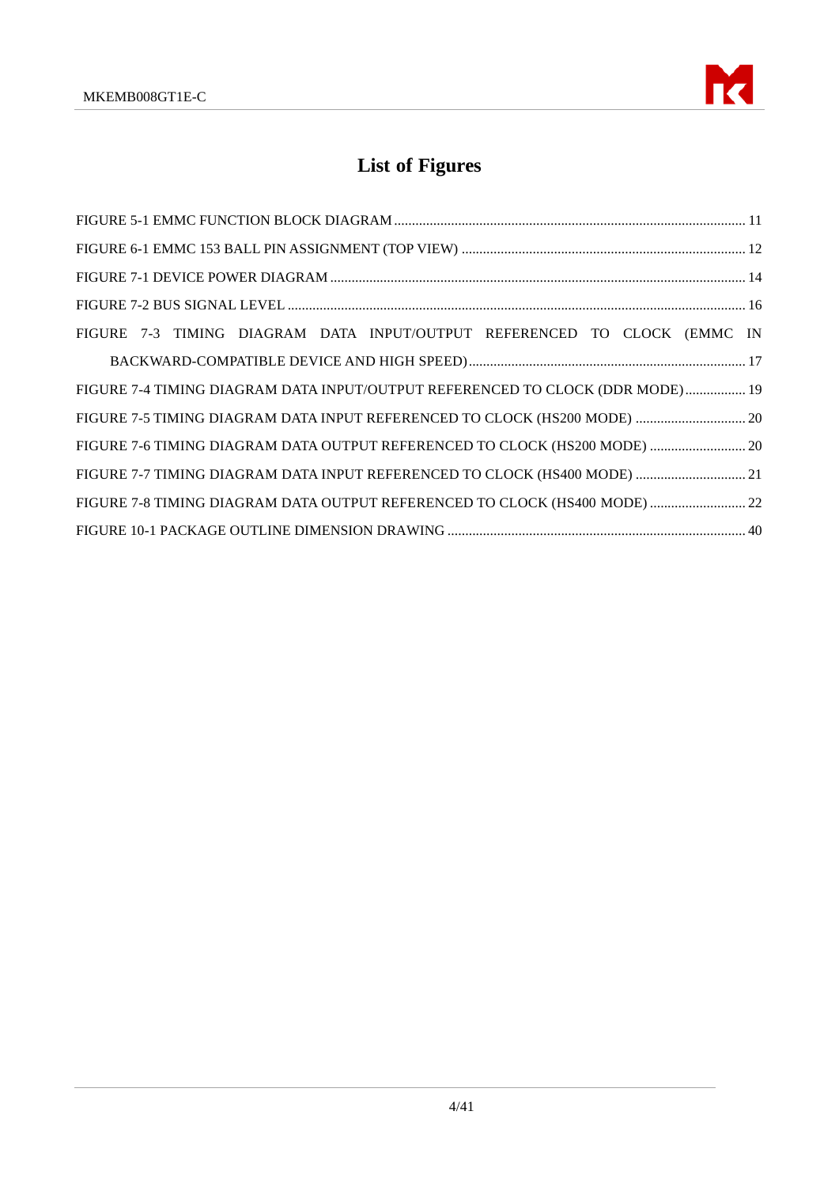# List of Figures

FIGURE 5-1 EMMC FUNCTION BLOCK DIAGRAM .................................................................................................. 11

FIGURE 6-1 EMMC 153 BALL PIN ASSIGNMENT (TOP VIEW) ............................................................................... 12

FIGURE 7-1 DEVICE POWER DIAGRAM .................................................................................................................. 14

FIGURE 7-2 BUS SIGNAL LEVEL ............................................................................................................................... 16

FIGURE 7-3 TIMING DIAGRAM DATA INPUT/OUTPUT REFERENCED TO CLOCK (EMMC IN BACKWARD-COMPATIBLE DEVICE AND HIGH SPEED)............................................................................ 17

FIGURE 7-4 TIMING DIAGRAM DATA INPUT/OUTPUT REFERENCED TO CLOCK (DDR MODE)................. 19

FIGURE 7-5 TIMING DIAGRAM DATA INPUT REFERENCED TO CLOCK (HS200 MODE) ............................... 20

FIGURE 7-6 TIMING DIAGRAM DATA OUTPUT REFERENCED TO CLOCK (HS200 MODE) ........................... 20

FIGURE 7-7 TIMING DIAGRAM DATA INPUT REFERENCED TO CLOCK (HS400 MODE) ............................... 21

FIGURE 7-8 TIMING DIAGRAM DATA OUTPUT REFERENCED TO CLOCK (HS400 MODE) ........................... 22

FIGURE 10-1 PACKAGE OUTLINE DIMENSION DRAWING .................................................................................. 40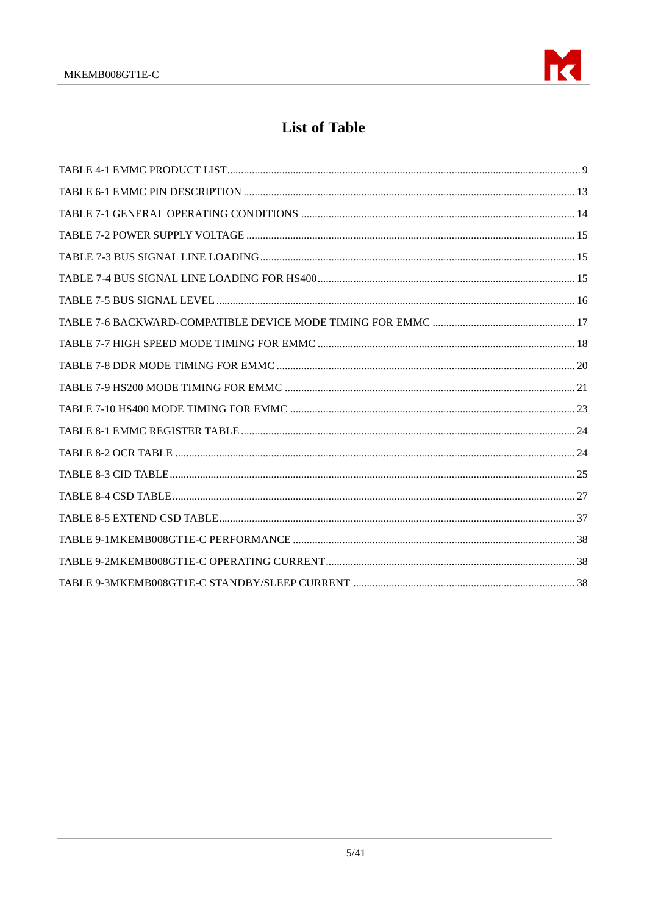# List of Table

TABLE 4-1 EMMC PRODUCT LIST ........ 9

TABLE 6-1 EMMC PIN DESCRIPTION ........ 13

TABLE 7-1 GENERAL OPERATING CONDITIONS ........ 14

TABLE 7-2 POWER SUPPLY VOLTAGE ........ 15

TABLE 7-3 BUS SIGNAL LINE LOADING ........ 15

TABLE 7-4 BUS SIGNAL LINE LOADING FOR HS400 ........ 15

TABLE 7-5 BUS SIGNAL LEVEL ........ 16

TABLE 7-6 BACKWARD-COMPATIBLE DEVICE MODE TIMING FOR EMMC ........ 17

TABLE 7-7 HIGH SPEED MODE TIMING FOR EMMC ........ 18

TABLE 7-8 DDR MODE TIMING FOR EMMC ........ 20

TABLE 7-9 HS200 MODE TIMING FOR EMMC ........ 21

TABLE 7-10 HS400 MODE TIMING FOR EMMC ........ 23

TABLE 8-1 EMMC REGISTER TABLE ........ 24

TABLE 8-2 OCR TABLE ........ 24

TABLE 8-3 CID TABLE ........ 25

TABLE 8-4 CSD TABLE ........ 27

TABLE 8-5 EXTEND CSD TABLE ........ 37

TABLE 9-1MKEMB008GT1E-C PERFORMANCE ........ 38

TABLE 9-2MKEMB008GT1E-C OPERATING CURRENT ........ 38

TABLE 9-3MKEMB008GT1E-C STANDBY/SLEEP CURRENT ........ 38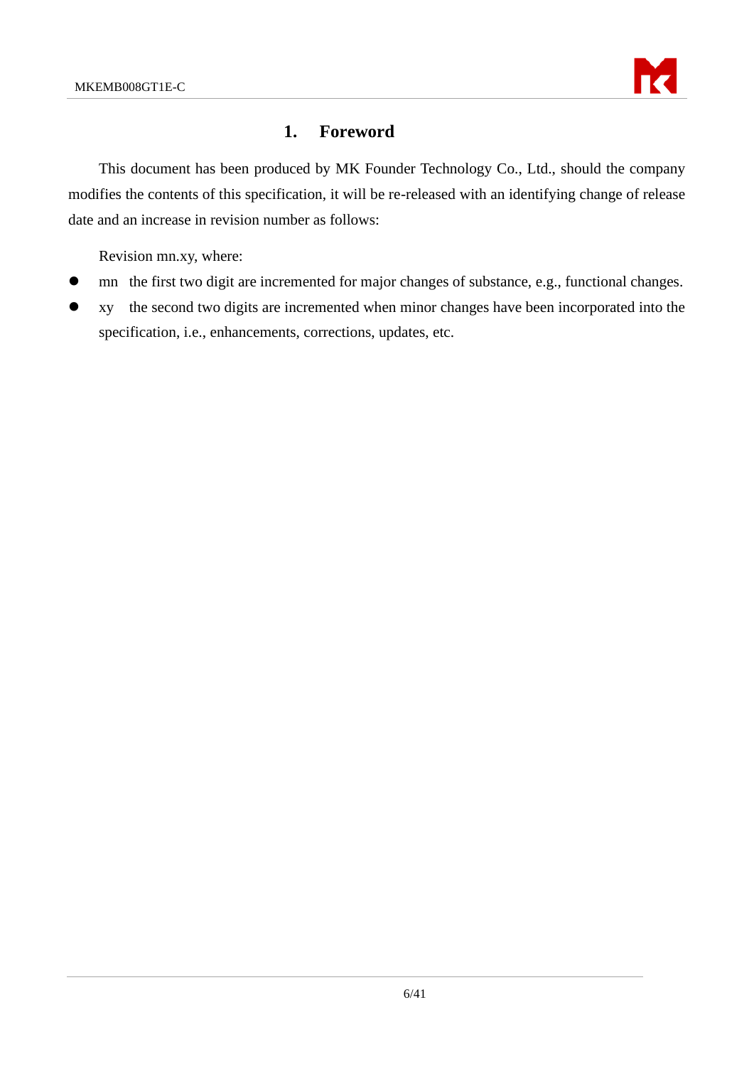# 1. Foreword

This document has been produced by MK Founder Technology Co., Ltd., should the company modifies the contents of this specification, it will be re-released with an identifying change of release date and an increase in revision number as follows:

Revision mn.xy, where:

- mn the first two digit are incremented for major changes of substance, e.g., functional changes.
- xy the second two digits are incremented when minor changes have been incorporated into the specification, i.e., enhancements, corrections, updates, etc.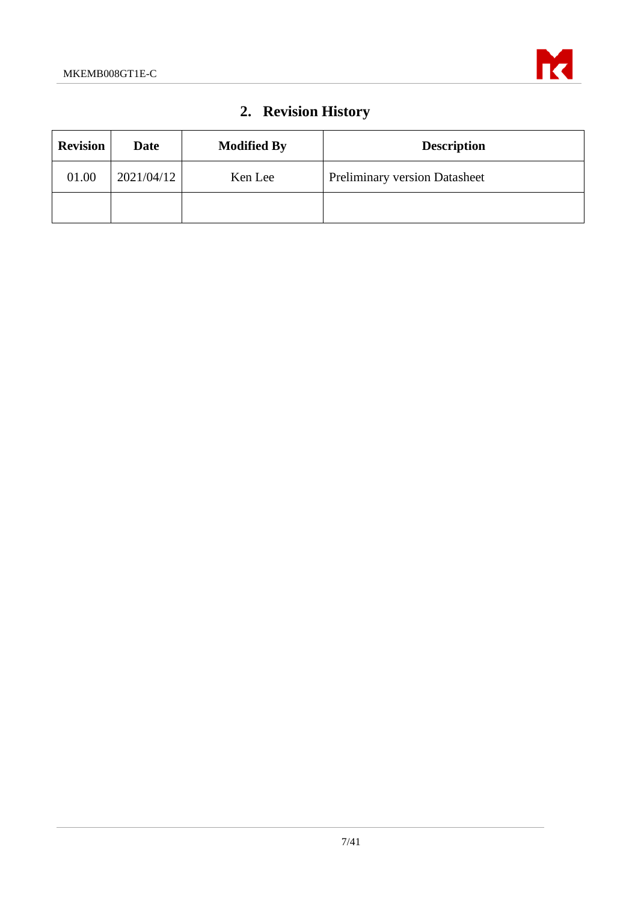## 2. Revision History

| Revision | Date | Modified By | Description |
|---|---|---|---|
| 01.00 | 2021/04/12 | Ken Lee | Preliminary version Datasheet |
| | | | |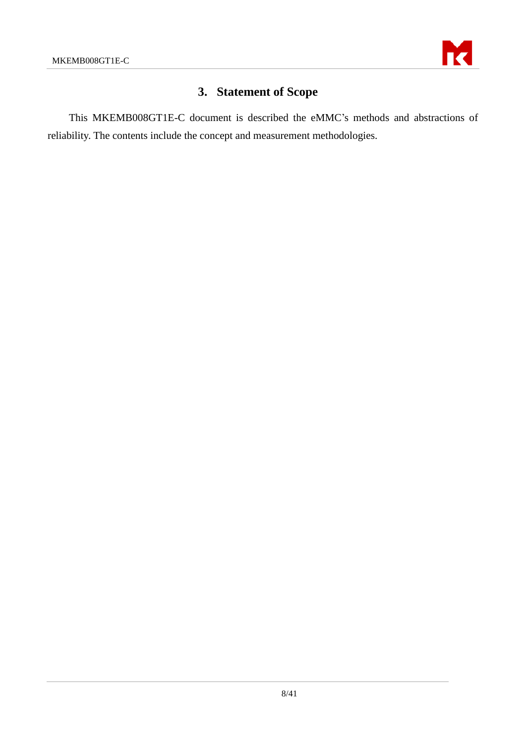# 3. Statement of Scope

This MKEMB008GT1E-C document is described the eMMC's methods and abstractions of reliability. The contents include the concept and measurement methodologies.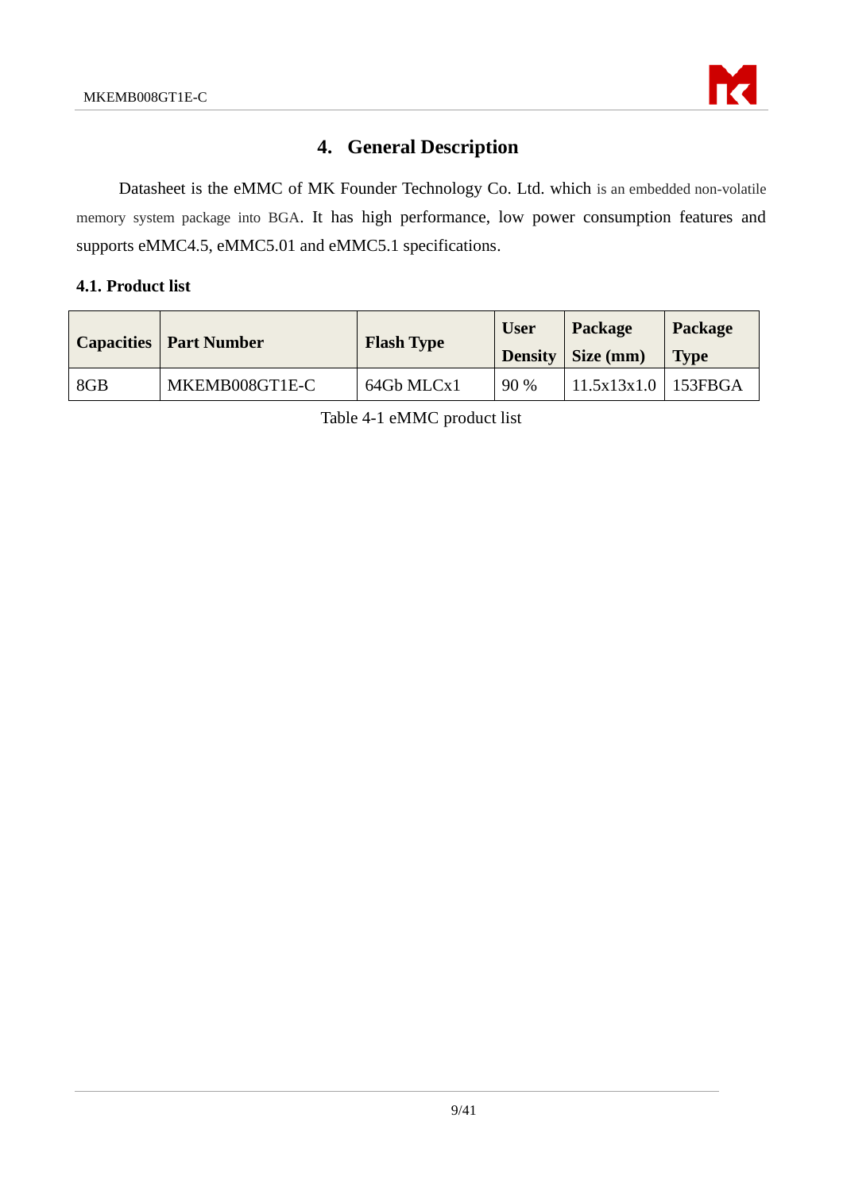# 4. General Description

Datasheet is the eMMC of MK Founder Technology Co. Ltd. which is an embedded non-volatile memory system package into BGA. It has high performance, low power consumption features and supports eMMC4.5, eMMC5.01 and eMMC5.1 specifications.

## 4.1. Product list

| Capacities | Part Number | Flash Type | User Density | Package Size (mm) | Package Type |
|---|---|---|---|---|---|
| 8GB | MKEMB008GT1E-C | 64Gb MLCx1 | 90 % | 11.5x13x1.0 | 153FBGA |

Table 4-1 eMMC product list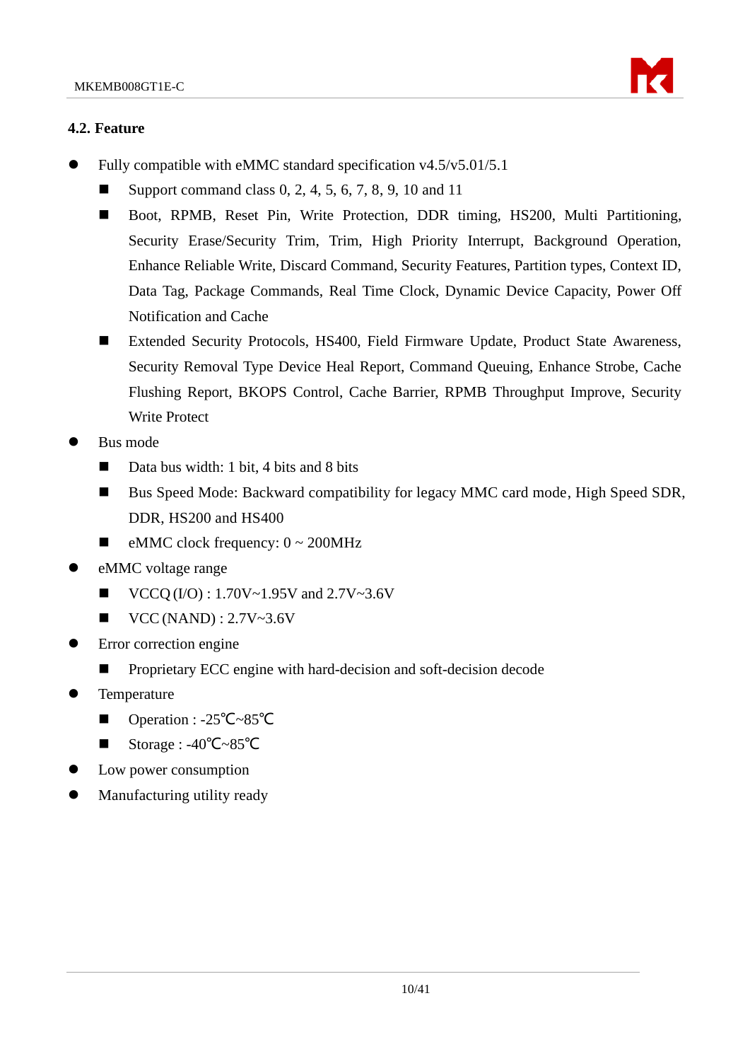### 4.2. Feature

- Fully compatible with eMMC standard specification v4.5/v5.01/5.1
  - Support command class 0, 2, 4, 5, 6, 7, 8, 9, 10 and 11
  - Boot, RPMB, Reset Pin, Write Protection, DDR timing, HS200, Multi Partitioning, Security Erase/Security Trim, Trim, High Priority Interrupt, Background Operation, Enhance Reliable Write, Discard Command, Security Features, Partition types, Context ID, Data Tag, Package Commands, Real Time Clock, Dynamic Device Capacity, Power Off Notification and Cache
  - Extended Security Protocols, HS400, Field Firmware Update, Product State Awareness, Security Removal Type Device Heal Report, Command Queuing, Enhance Strobe, Cache Flushing Report, BKOPS Control, Cache Barrier, RPMB Throughput Improve, Security Write Protect
- Bus mode
  - Data bus width: 1 bit, 4 bits and 8 bits
  - Bus Speed Mode: Backward compatibility for legacy MMC card mode, High Speed SDR, DDR, HS200 and HS400
  - eMMC clock frequency: 0 ~ 200MHz
- eMMC voltage range
  - VCCQ (I/O) : 1.70V~1.95V and 2.7V~3.6V
  - VCC (NAND) : 2.7V~3.6V
- Error correction engine
  - Proprietary ECC engine with hard-decision and soft-decision decode
- Temperature
  - Operation : -25℃~85℃
  - Storage : -40℃~85℃
- Low power consumption
- Manufacturing utility ready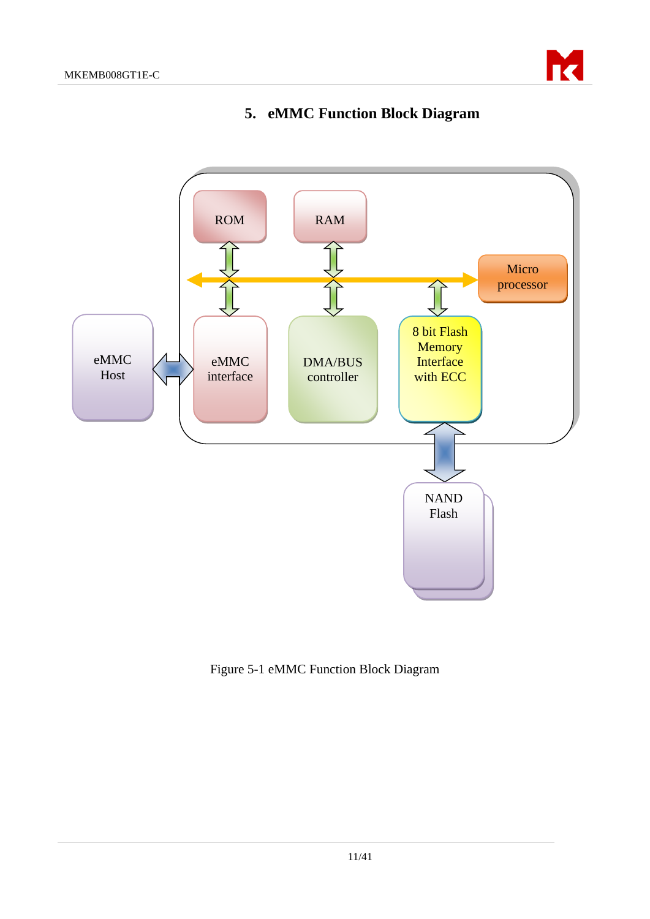## 5. eMMC Function Block Diagram

ROM

RAM

Micro processor

eMMC Host

eMMC interface

DMA/BUS controller

8 bit Flash Memory Interface with ECC

NAND Flash

Figure 5-1 eMMC Function Block Diagram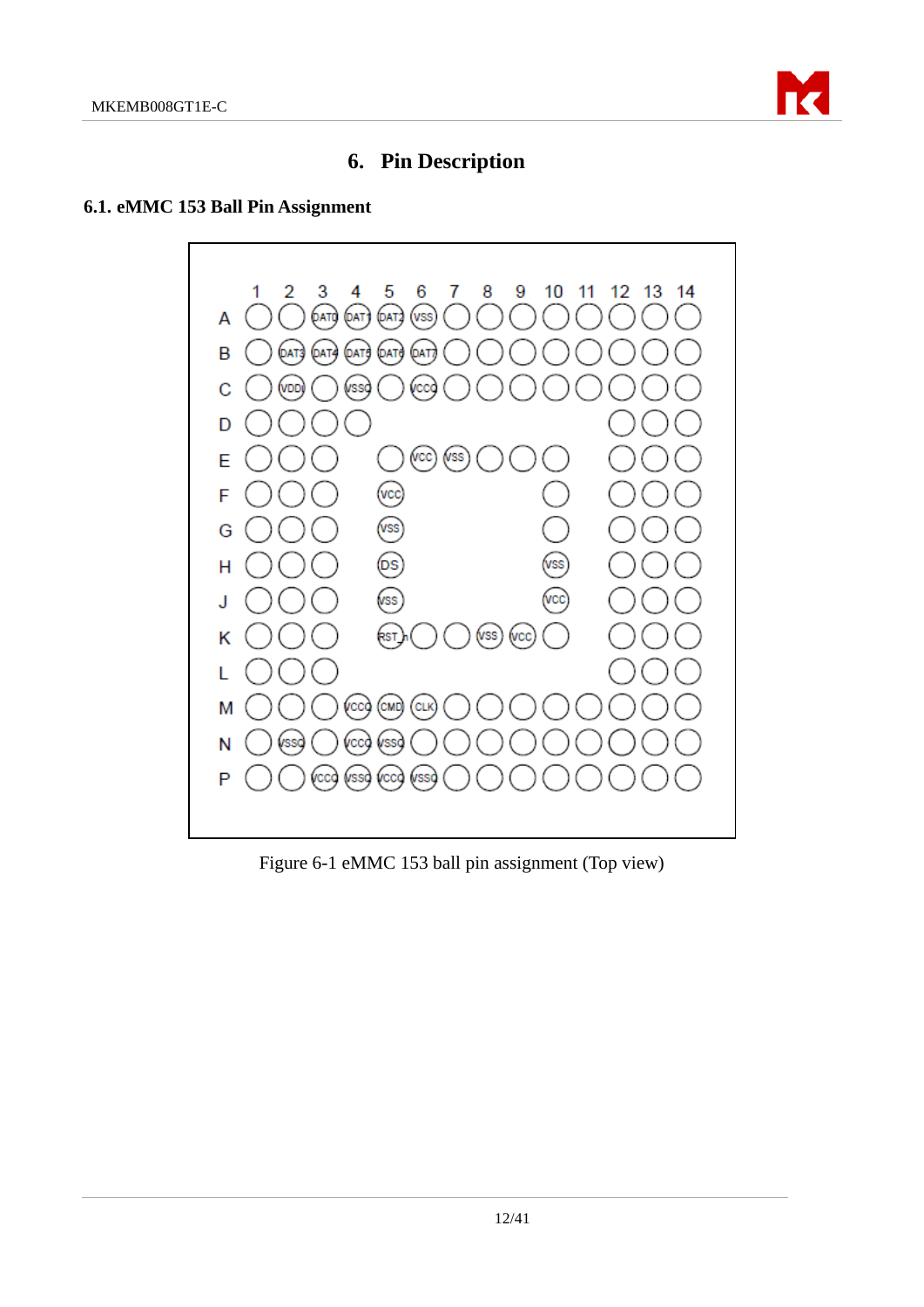# 6. Pin Description

## 6.1. eMMC 153 Ball Pin Assignment

| | 1 | 2 | 3 | 4 | 5 | 6 | 7 | 8 | 9 | 10 | 11 | 12 | 13 | 14 |
|---|---|---|---|---|---|---|---|---|---|---|---|---|---|---|
| A | | | DAT0 | DAT1 | DAT2 | VSS | | | | | | | | |
| B | | DAT3 | DAT4 | DAT5 | DAT6 | DAT7 | | | | | | | | |
| C | | VDDi | | VSSQ | | VCCQ | | | | | | | | |
| D | | | | | | | | | | | | | | |
| E | | | | | | VCC | VSS | | | | | | | |
| F | | | | | VCC | | | | | | | | | |
| G | | | | | VSS | | | | | | | | | |
| H | | | | | DS | | | | | VSS | | | | |
| J | | | | | VSS | | | | | VCC | | | | |
| K | | | | | RST_n | | | VSS | VCC | | | | | |
| L | | | | | | | | | | | | | | |
| M | | | | VCCQ | CMD | CLK | | | | | | | | |
| N | | VSSQ | | VCCQ | VSSQ | | | | | | | | | |
| P | | | VCCQ | VSSQ | VCCQ | VSSQ | | | | | | | | |

Figure 6-1 eMMC 153 ball pin assignment (Top view)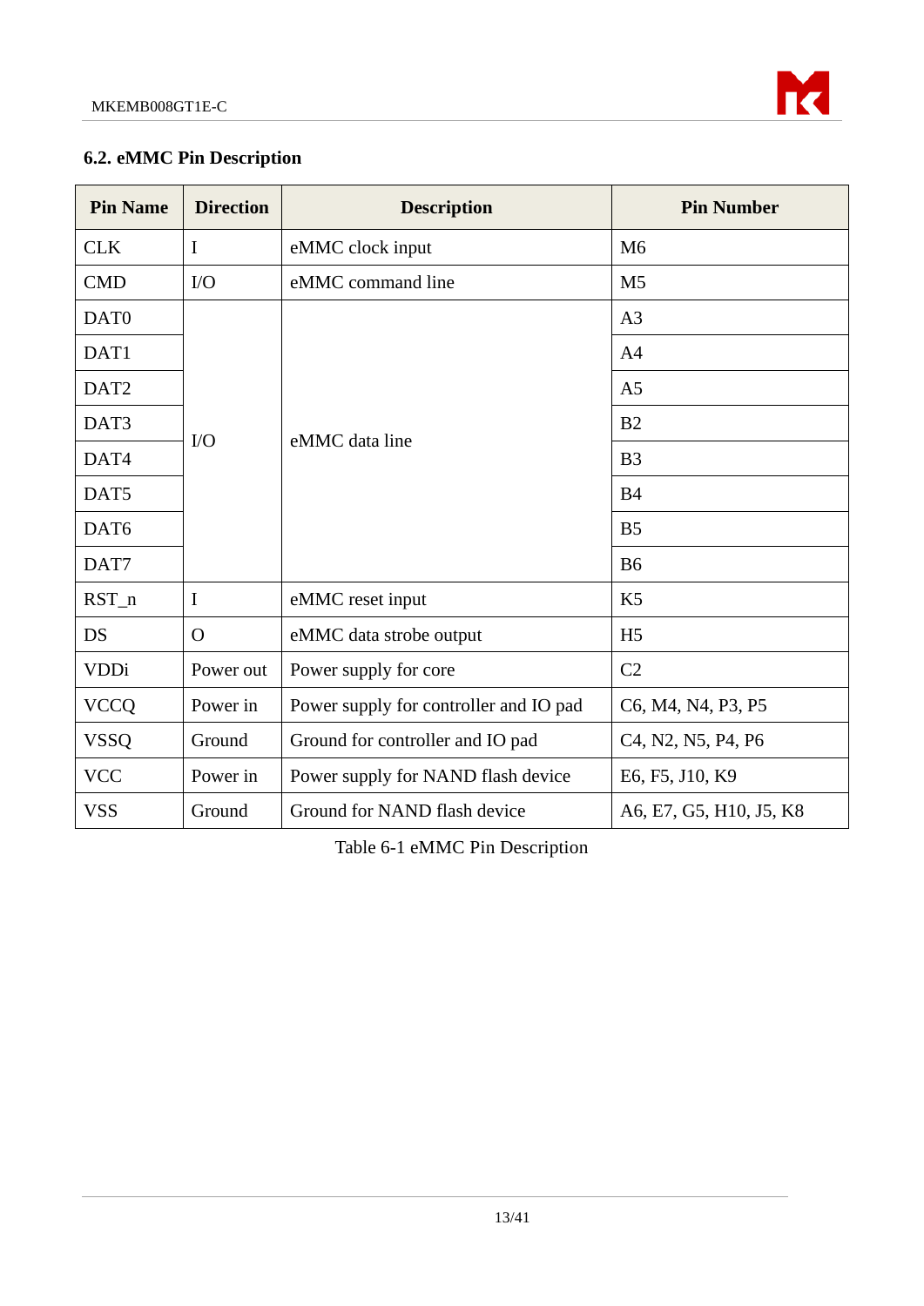## 6.2. eMMC Pin Description

| Pin Name | Direction | Description | Pin Number |
|---|---|---|---|
| CLK | I | eMMC clock input | M6 |
| CMD | I/O | eMMC command line | M5 |
| DAT0 | I/O | eMMC data line | A3 |
| DAT1 | | | A4 |
| DAT2 | | | A5 |
| DAT3 | | | B2 |
| DAT4 | | | B3 |
| DAT5 | | | B4 |
| DAT6 | | | B5 |
| DAT7 | | | B6 |
| RST_n | I | eMMC reset input | K5 |
| DS | O | eMMC data strobe output | H5 |
| VDDi | Power out | Power supply for core | C2 |
| VCCQ | Power in | Power supply for controller and IO pad | C6, M4, N4, P3, P5 |
| VSSQ | Ground | Ground for controller and IO pad | C4, N2, N5, P4, P6 |
| VCC | Power in | Power supply for NAND flash device | E6, F5, J10, K9 |
| VSS | Ground | Ground for NAND flash device | A6, E7, G5, H10, J5, K8 |

Table 6-1 eMMC Pin Description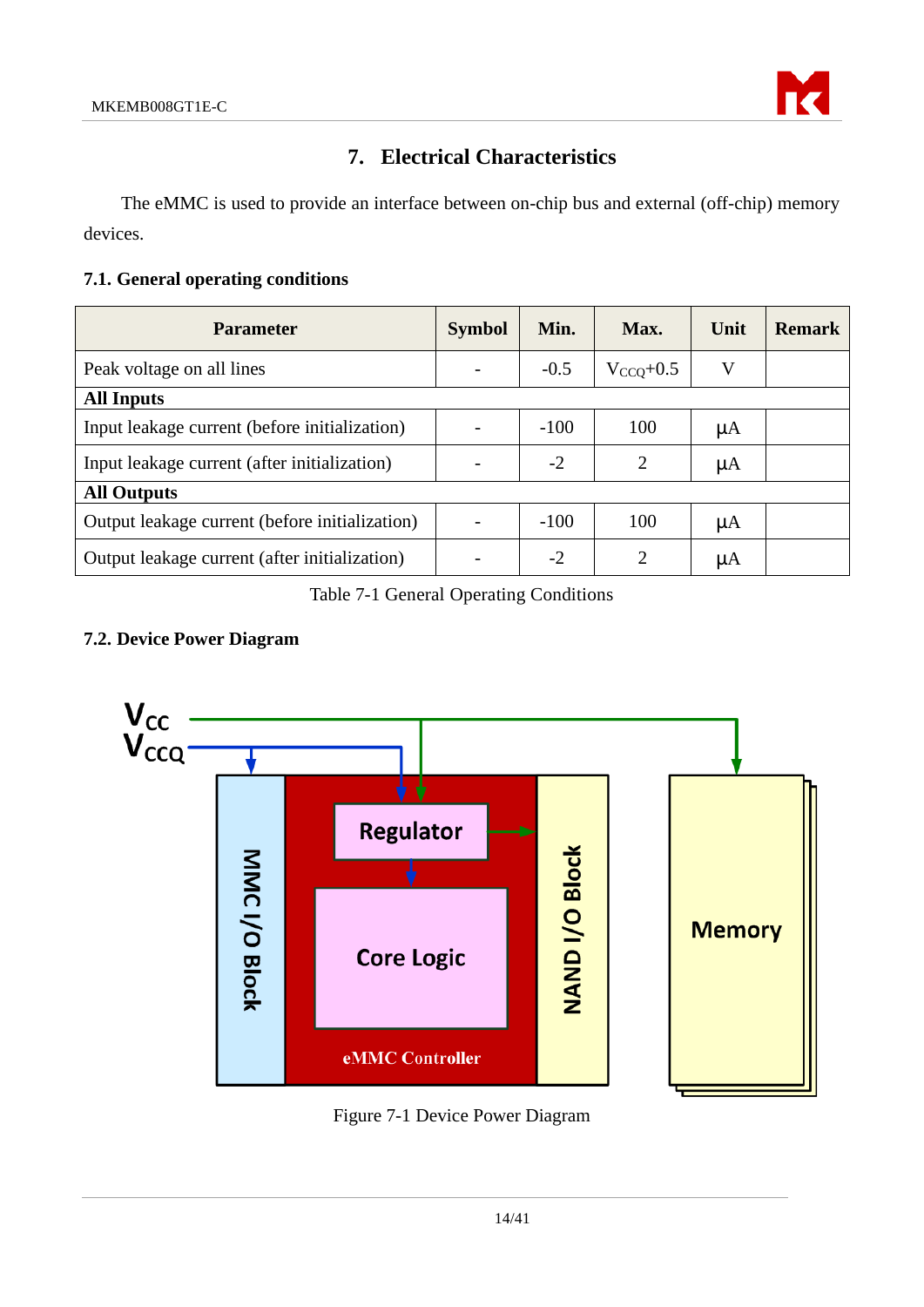## 7. Electrical Characteristics

The eMMC is used to provide an interface between on-chip bus and external (off-chip) memory devices.

### 7.1. General operating conditions

| Parameter | Symbol | Min. | Max. | Unit | Remark |
|---|---|---|---|---|---|
| Peak voltage on all lines | - | -0.5 | $V_{CCQ}$+0.5 | V | |
| **All Inputs** | | | | | |
| Input leakage current (before initialization) | - | -100 | 100 | μA | |
| Input leakage current (after initialization) | - | -2 | 2 | μA | |
| **All Outputs** | | | | | |
| Output leakage current (before initialization) | - | -100 | 100 | μA | |
| Output leakage current (after initialization) | - | -2 | 2 | μA | |

Table 7-1 General Operating Conditions

### 7.2. Device Power Diagram

$V_{CC}$

$V_{CCQ}$

MMC I/O Block

Regulator

Core Logic

eMMC Controller

NAND I/O Block

Memory

Figure 7-1 Device Power Diagram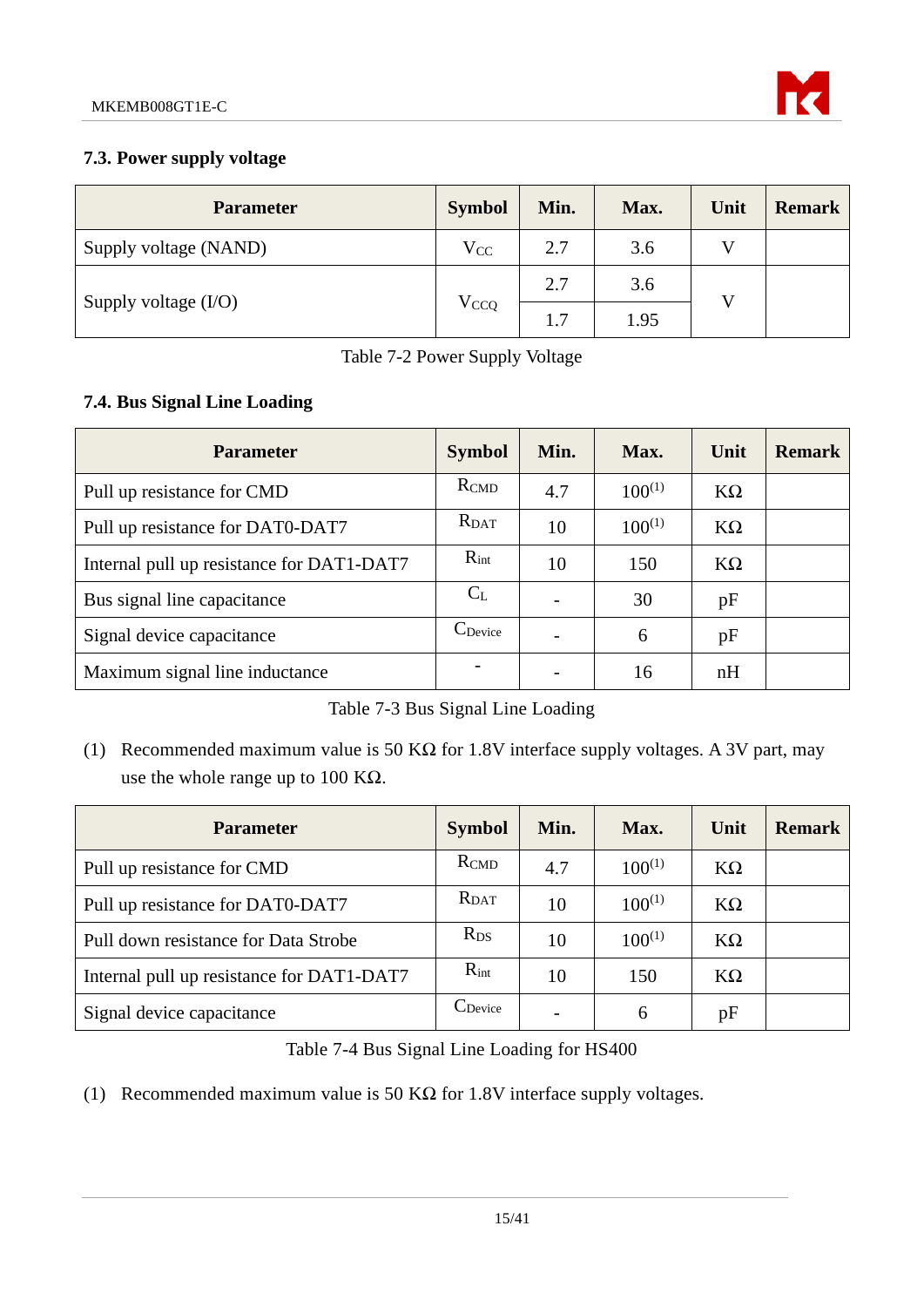### 7.3. Power supply voltage

| Parameter | Symbol | Min. | Max. | Unit | Remark |
|---|---|---|---|---|---|
| Supply voltage (NAND) | $V_{CC}$ | 2.7 | 3.6 | V | |
| Supply voltage (I/O) | $V_{CCQ}$ | 2.7 | 3.6 | V | |
| | | 1.7 | 1.95 | | |

Table 7-2 Power Supply Voltage

### 7.4. Bus Signal Line Loading

| Parameter | Symbol | Min. | Max. | Unit | Remark |
|---|---|---|---|---|---|
| Pull up resistance for CMD | $R_{CMD}$ | 4.7 | 100(1) | KΩ | |
| Pull up resistance for DAT0-DAT7 | $R_{DAT}$ | 10 | 100(1) | KΩ | |
| Internal pull up resistance for DAT1-DAT7 | $R_{int}$ | 10 | 150 | KΩ | |
| Bus signal line capacitance | $C_L$ | - | 30 | pF | |
| Signal device capacitance | $C_{Device}$ | - | 6 | pF | |
| Maximum signal line inductance | - | - | 16 | nH | |

Table 7-3 Bus Signal Line Loading

(1) Recommended maximum value is 50 KΩ for 1.8V interface supply voltages. A 3V part, may use the whole range up to 100 KΩ.

| Parameter | Symbol | Min. | Max. | Unit | Remark |
|---|---|---|---|---|---|
| Pull up resistance for CMD | $R_{CMD}$ | 4.7 | 100(1) | KΩ | |
| Pull up resistance for DAT0-DAT7 | $R_{DAT}$ | 10 | 100(1) | KΩ | |
| Pull down resistance for Data Strobe | $R_{DS}$ | 10 | 100(1) | KΩ | |
| Internal pull up resistance for DAT1-DAT7 | $R_{int}$ | 10 | 150 | KΩ | |
| Signal device capacitance | $C_{Device}$ | - | 6 | pF | |

Table 7-4 Bus Signal Line Loading for HS400

(1) Recommended maximum value is 50 KΩ for 1.8V interface supply voltages.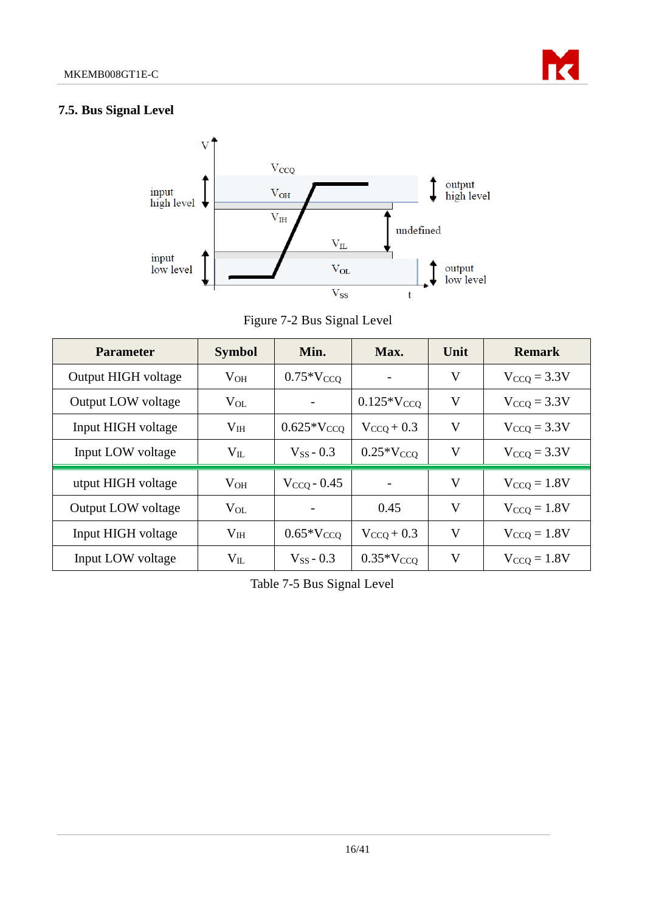### 7.5. Bus Signal Level

Figure 7-2 Bus Signal Level

| Parameter | Symbol | Min. | Max. | Unit | Remark |
|---|---|---|---|---|---|
| Output HIGH voltage | $V_{OH}$ | 0.75*$V_{CCQ}$ | - | V | $V_{CCQ}$ = 3.3V |
| Output LOW voltage | $V_{OL}$ | - | 0.125*$V_{CCQ}$ | V | $V_{CCQ}$ = 3.3V |
| Input HIGH voltage | $V_{IH}$ | 0.625*$V_{CCQ}$ | $V_{CCQ}$ + 0.3 | V | $V_{CCQ}$ = 3.3V |
| Input LOW voltage | $V_{IL}$ | $V_{SS}$ - 0.3 | 0.25*$V_{CCQ}$ | V | $V_{CCQ}$ = 3.3V |
| utput HIGH voltage | $V_{OH}$ | $V_{CCQ}$ - 0.45 | - | V | $V_{CCQ}$ = 1.8V |
| Output LOW voltage | $V_{OL}$ | - | 0.45 | V | $V_{CCQ}$ = 1.8V |
| Input HIGH voltage | $V_{IH}$ | 0.65*$V_{CCQ}$ | $V_{CCQ}$ + 0.3 | V | $V_{CCQ}$ = 1.8V |
| Input LOW voltage | $V_{IL}$ | $V_{SS}$ - 0.3 | 0.35*$V_{CCQ}$ | V | $V_{CCQ}$ = 1.8V |

Table 7-5 Bus Signal Level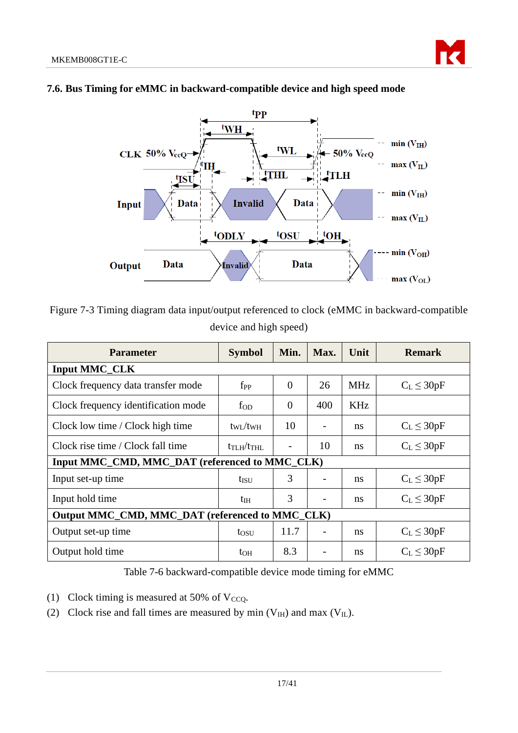## 7.6. Bus Timing for eMMC in backward-compatible device and high speed mode

Figure 7-3 Timing diagram data input/output referenced to clock (eMMC in backward-compatible device and high speed)

| Parameter | Symbol | Min. | Max. | Unit | Remark |
|---|---|---|---|---|---|
| **Input MMC_CLK** | | | | | |
| Clock frequency data transfer mode | $f_{PP}$ | 0 | 26 | MHz | $C_L \leq 30pF$ |
| Clock frequency identification mode | $f_{OD}$ | 0 | 400 | KHz | |
| Clock low time / Clock high time | $t_{WL}/t_{WH}$ | 10 | - | ns | $C_L \leq 30pF$ |
| Clock rise time / Clock fall time | $t_{TLH}/t_{THL}$ | - | 10 | ns | $C_L \leq 30pF$ |
| **Input MMC_CMD, MMC_DAT (referenced to MMC_CLK)** | | | | | |
| Input set-up time | $t_{ISU}$ | 3 | - | ns | $C_L \leq 30pF$ |
| Input hold time | $t_{IH}$ | 3 | - | ns | $C_L \leq 30pF$ |
| **Output MMC_CMD, MMC_DAT (referenced to MMC_CLK)** | | | | | |
| Output set-up time | $t_{OSU}$ | 11.7 | - | ns | $C_L \leq 30pF$ |
| Output hold time | $t_{OH}$ | 8.3 | - | ns | $C_L \leq 30pF$ |

Table 7-6 backward-compatible device mode timing for eMMC

(1) Clock timing is measured at 50% of $V_{CCQ}$.

(2) Clock rise and fall times are measured by min ($V_{IH}$) and max ($V_{IL}$).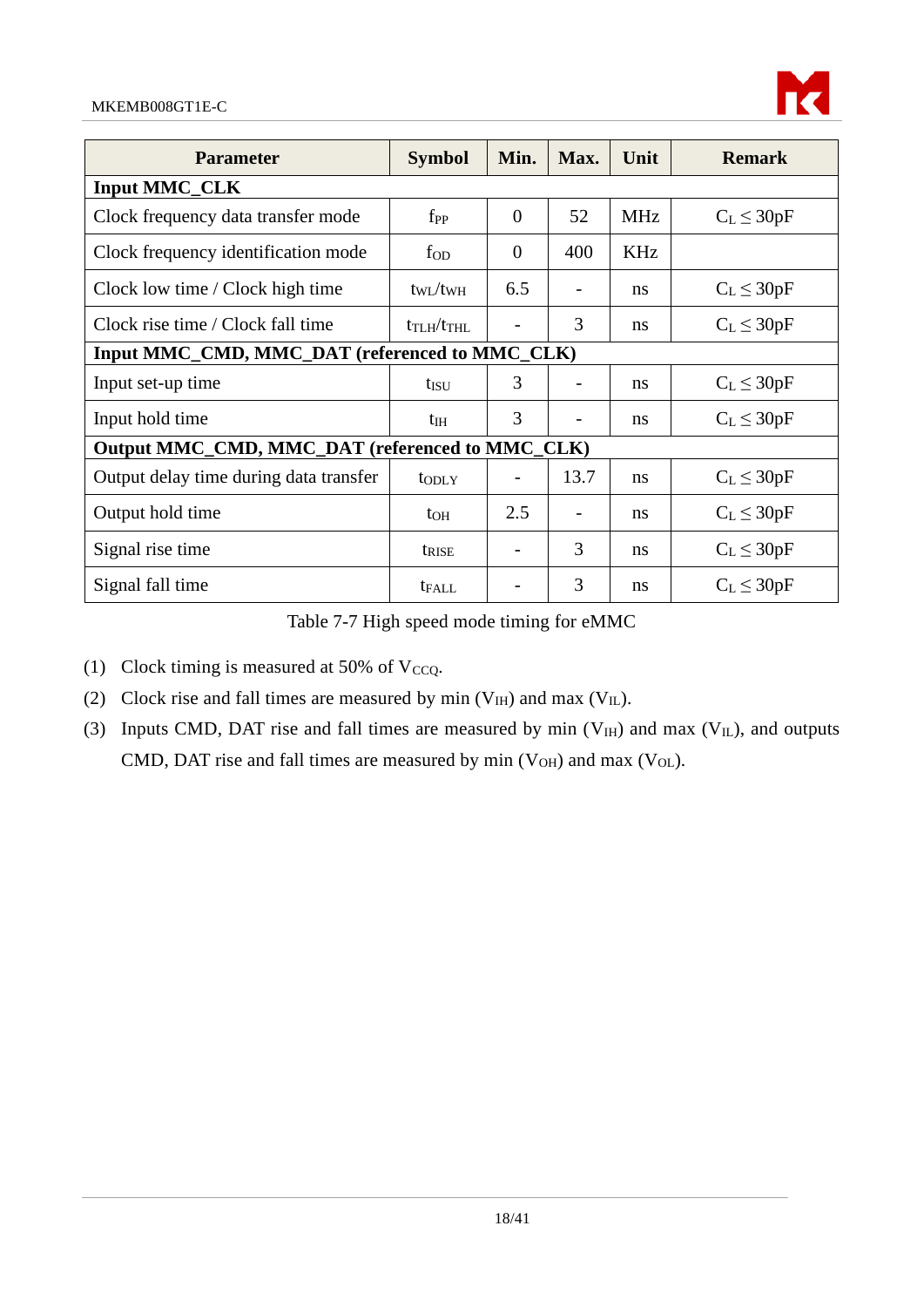| Parameter | Symbol | Min. | Max. | Unit | Remark |
|---|---|---|---|---|---|
| **Input MMC_CLK** | | | | | |
| Clock frequency data transfer mode | $f_{PP}$ | 0 | 52 | MHz | $C_L \leq 30pF$ |
| Clock frequency identification mode | $f_{OD}$ | 0 | 400 | KHz | |
| Clock low time / Clock high time | $t_{WL}/t_{WH}$ | 6.5 | - | ns | $C_L \leq 30pF$ |
| Clock rise time / Clock fall time | $t_{TLH}/t_{THL}$ | - | 3 | ns | $C_L \leq 30pF$ |
| **Input MMC_CMD, MMC_DAT (referenced to MMC_CLK)** | | | | | |
| Input set-up time | $t_{ISU}$ | 3 | - | ns | $C_L \leq 30pF$ |
| Input hold time | $t_{IH}$ | 3 | - | ns | $C_L \leq 30pF$ |
| **Output MMC_CMD, MMC_DAT (referenced to MMC_CLK)** | | | | | |
| Output delay time during data transfer | $t_{ODLY}$ | - | 13.7 | ns | $C_L \leq 30pF$ |
| Output hold time | $t_{OH}$ | 2.5 | - | ns | $C_L \leq 30pF$ |
| Signal rise time | $t_{RISE}$ | - | 3 | ns | $C_L \leq 30pF$ |
| Signal fall time | $t_{FALL}$ | - | 3 | ns | $C_L \leq 30pF$ |

Table 7-7 High speed mode timing for eMMC

(1) Clock timing is measured at 50% of $V_{CCQ}$.

(2) Clock rise and fall times are measured by min ($V_{IH}$) and max ($V_{IL}$).

(3) Inputs CMD, DAT rise and fall times are measured by min ($V_{IH}$) and max ($V_{IL}$), and outputs CMD, DAT rise and fall times are measured by min ($V_{OH}$) and max ($V_{OL}$).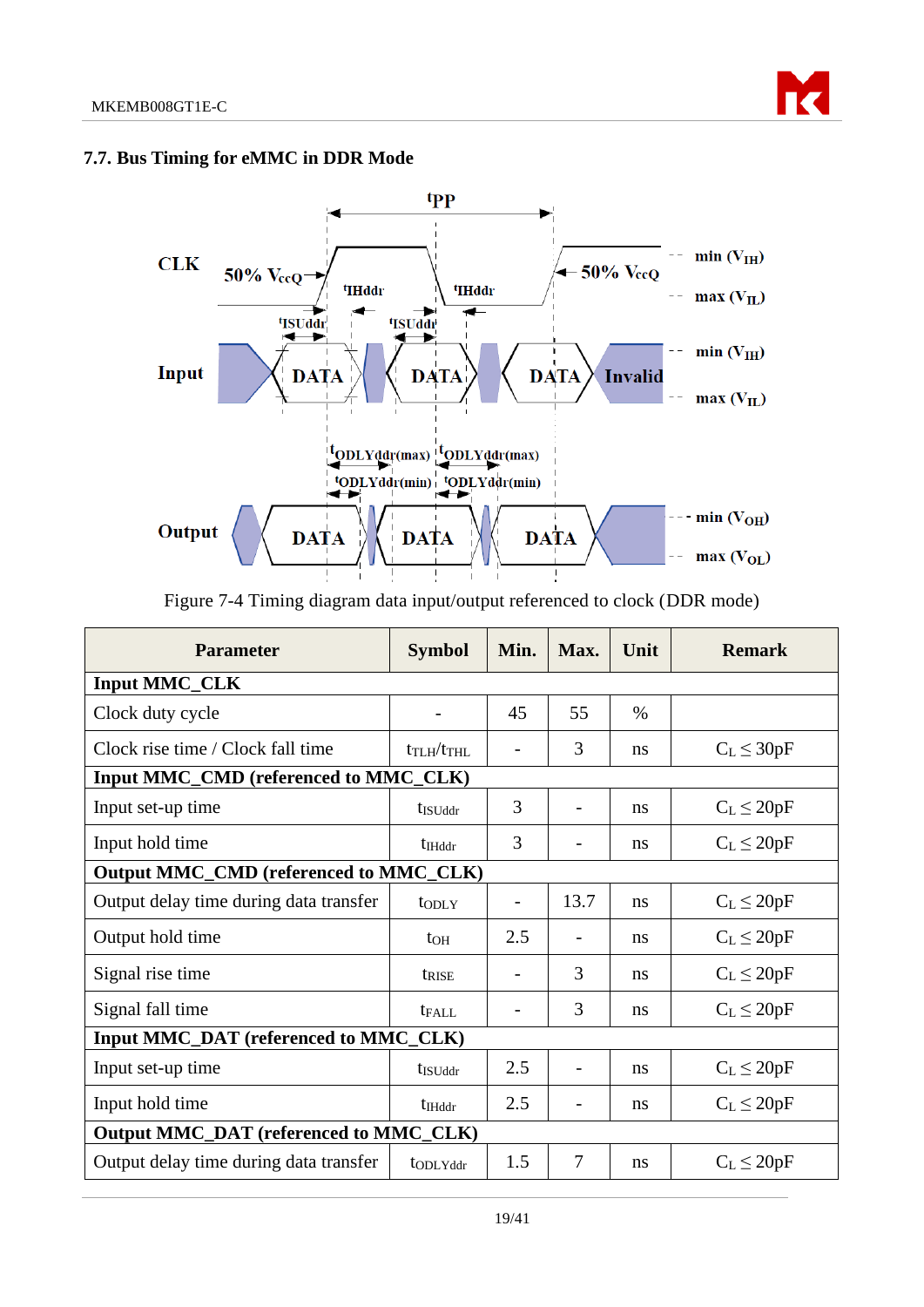## 7.7. Bus Timing for eMMC in DDR Mode

Figure 7-4 Timing diagram data input/output referenced to clock (DDR mode)

| Parameter | Symbol | Min. | Max. | Unit | Remark |
|---|---|---|---|---|---|
| **Input MMC_CLK** | | | | | |
| Clock duty cycle | - | 45 | 55 | % | |
| Clock rise time / Clock fall time | $t_{TLH}/t_{THL}$ | - | 3 | ns | $C_L \leq 30pF$ |
| **Input MMC_CMD (referenced to MMC_CLK)** | | | | | |
| Input set-up time | $t_{ISUddr}$ | 3 | - | ns | $C_L \leq 20pF$ |
| Input hold time | $t_{IHddr}$ | 3 | - | ns | $C_L \leq 20pF$ |
| **Output MMC_CMD (referenced to MMC_CLK)** | | | | | |
| Output delay time during data transfer | $t_{ODLY}$ | - | 13.7 | ns | $C_L \leq 20pF$ |
| Output hold time | $t_{OH}$ | 2.5 | - | ns | $C_L \leq 20pF$ |
| Signal rise time | $t_{RISE}$ | - | 3 | ns | $C_L \leq 20pF$ |
| Signal fall time | $t_{FALL}$ | - | 3 | ns | $C_L \leq 20pF$ |
| **Input MMC_DAT (referenced to MMC_CLK)** | | | | | |
| Input set-up time | $t_{ISUddr}$ | 2.5 | - | ns | $C_L \leq 20pF$ |
| Input hold time | $t_{IHddr}$ | 2.5 | - | ns | $C_L \leq 20pF$ |
| **Output MMC_DAT (referenced to MMC_CLK)** | | | | | |
| Output delay time during data transfer | $t_{ODLYddr}$ | 1.5 | 7 | ns | $C_L \leq 20pF$ |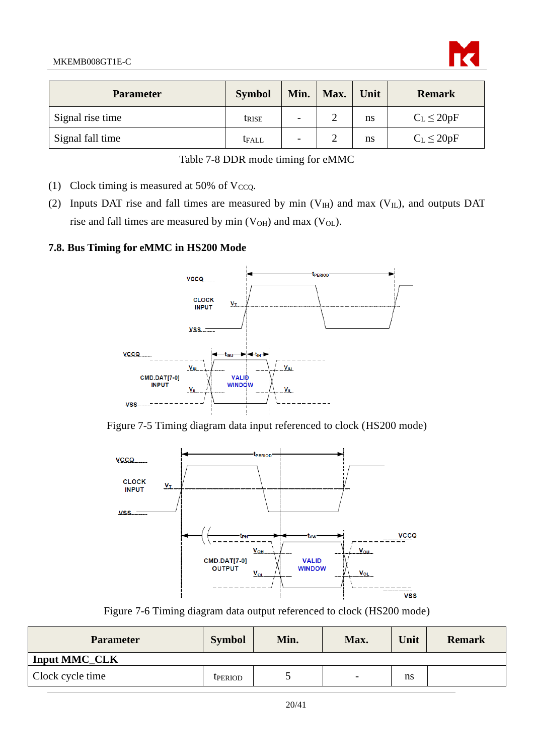| Parameter | Symbol | Min. | Max. | Unit | Remark |
| --- | --- | --- | --- | --- | --- |
| Signal rise time | $t_{RISE}$ | - | 2 | ns | $C_L \leq 20pF$ |
| Signal fall time | $t_{FALL}$ | - | 2 | ns | $C_L \leq 20pF$ |

Table 7-8 DDR mode timing for eMMC

(1) Clock timing is measured at 50% of $V_{CCQ}$.

(2) Inputs DAT rise and fall times are measured by min ($V_{IH}$) and max ($V_{IL}$), and outputs DAT rise and fall times are measured by min ($V_{OH}$) and max ($V_{OL}$).

### 7.8. Bus Timing for eMMC in HS200 Mode

Figure 7-5 Timing diagram data input referenced to clock (HS200 mode)

Figure 7-6 Timing diagram data output referenced to clock (HS200 mode)

| Parameter | Symbol | Min. | Max. | Unit | Remark |
| --- | --- | --- | --- | --- | --- |
| **Input MMC_CLK** | | | | | |
| Clock cycle time | $t_{PERIOD}$ | 5 | - | ns | |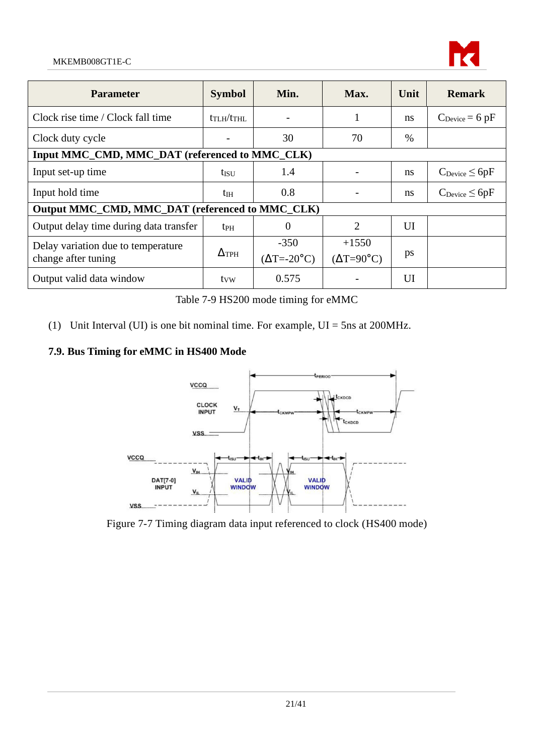| Parameter | Symbol | Min. | Max. | Unit | Remark |
|---|---|---|---|---|---|
| Clock rise time / Clock fall time | $t_{TLH}/t_{THL}$ | - | 1 | ns | $C_{Device}$ = 6 pF |
| Clock duty cycle | - | 30 | 70 | % | |
| **Input MMC_CMD, MMC_DAT (referenced to MMC_CLK)** | | | | | |
| Input set-up time | $t_{ISU}$ | 1.4 | - | ns | $C_{Device} \leq$ 6pF |
| Input hold time | $t_{IH}$ | 0.8 | - | ns | $C_{Device} \leq$ 6pF |
| **Output MMC_CMD, MMC_DAT (referenced to MMC_CLK)** | | | | | |
| Output delay time during data transfer | $t_{PH}$ | 0 | 2 | UI | |
| Delay variation due to temperature change after tuning | $\Delta_{TPH}$ | -350 ($\Delta$T=-20°C) | +1550 ($\Delta$T=90°C) | ps | |
| Output valid data window | $t_{VW}$ | 0.575 | - | UI | |

Table 7-9 HS200 mode timing for eMMC

(1) Unit Interval (UI) is one bit nominal time. For example, UI = 5ns at 200MHz.

### 7.9. Bus Timing for eMMC in HS400 Mode

Figure 7-7 Timing diagram data input referenced to clock (HS400 mode)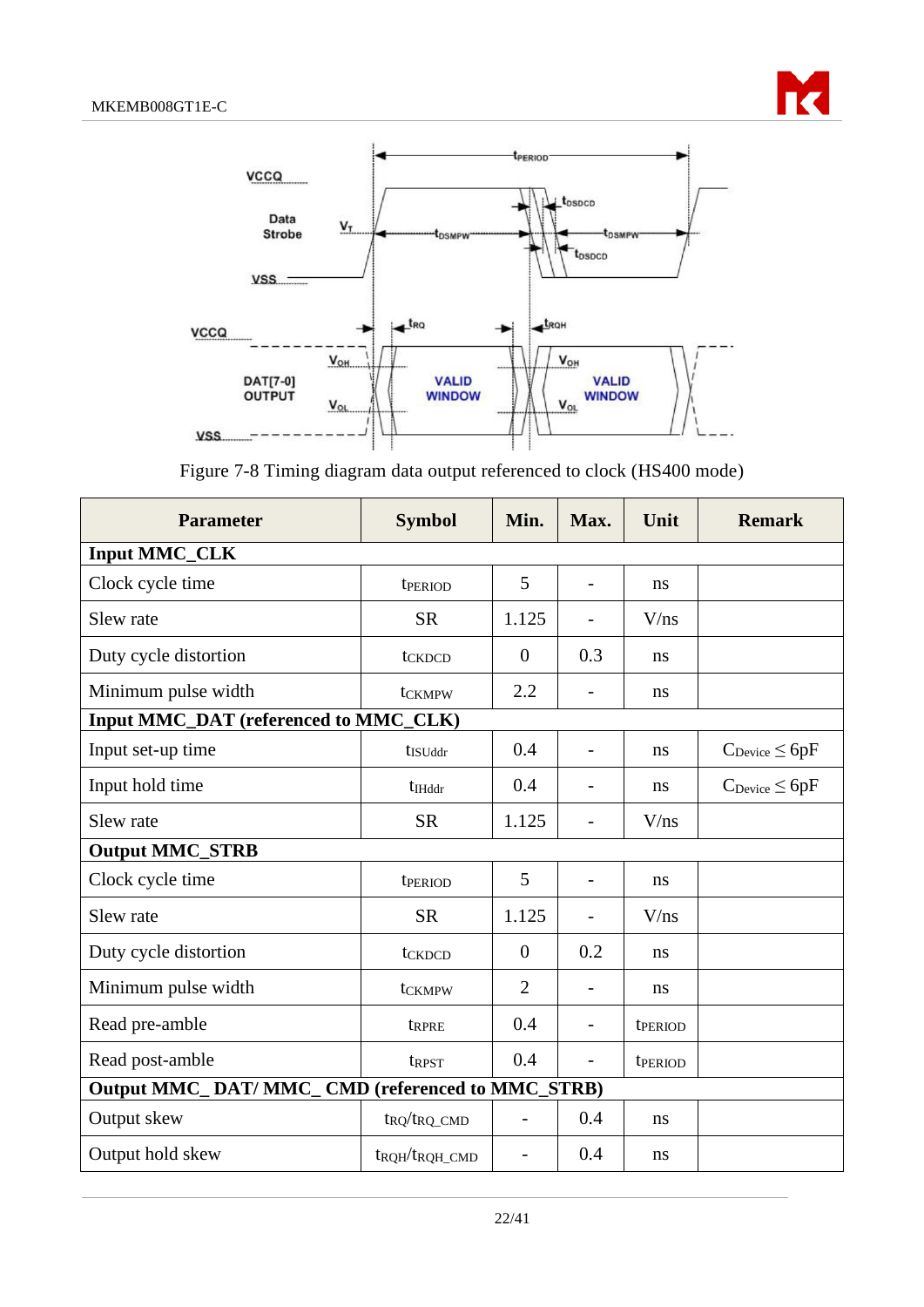Figure 7-8 Timing diagram data output referenced to clock (HS400 mode)

| Parameter | Symbol | Min. | Max. | Unit | Remark |
|---|---|---|---|---|---|
| **Input MMC_CLK** | | | | | |
| Clock cycle time | $t_{PERIOD}$ | 5 | - | ns | |
| Slew rate | SR | 1.125 | - | V/ns | |
| Duty cycle distortion | $t_{CKDCD}$ | 0 | 0.3 | ns | |
| Minimum pulse width | $t_{CKMPW}$ | 2.2 | - | ns | |
| **Input MMC_DAT (referenced to MMC_CLK)** | | | | | |
| Input set-up time | $t_{ISUddr}$ | 0.4 | - | ns | $C_{Device} \leq 6pF$ |
| Input hold time | $t_{IHddr}$ | 0.4 | - | ns | $C_{Device} \leq 6pF$ |
| Slew rate | SR | 1.125 | - | V/ns | |
| **Output MMC_STRB** | | | | | |
| Clock cycle time | $t_{PERIOD}$ | 5 | - | ns | |
| Slew rate | SR | 1.125 | - | V/ns | |
| Duty cycle distortion | $t_{CKDCD}$ | 0 | 0.2 | ns | |
| Minimum pulse width | $t_{CKMPW}$ | 2 | - | ns | |
| Read pre-amble | $t_{RPRE}$ | 0.4 | - | $t_{PERIOD}$ | |
| Read post-amble | $t_{RPST}$ | 0.4 | - | $t_{PERIOD}$ | |
| **Output MMC_ DAT/ MMC_ CMD (referenced to MMC_STRB)** | | | | | |
| Output skew | $t_{RQ}/t_{RQ\_CMD}$ | - | 0.4 | ns | |
| Output hold skew | $t_{RQH}/t_{RQH\_CMD}$ | - | 0.4 | ns | |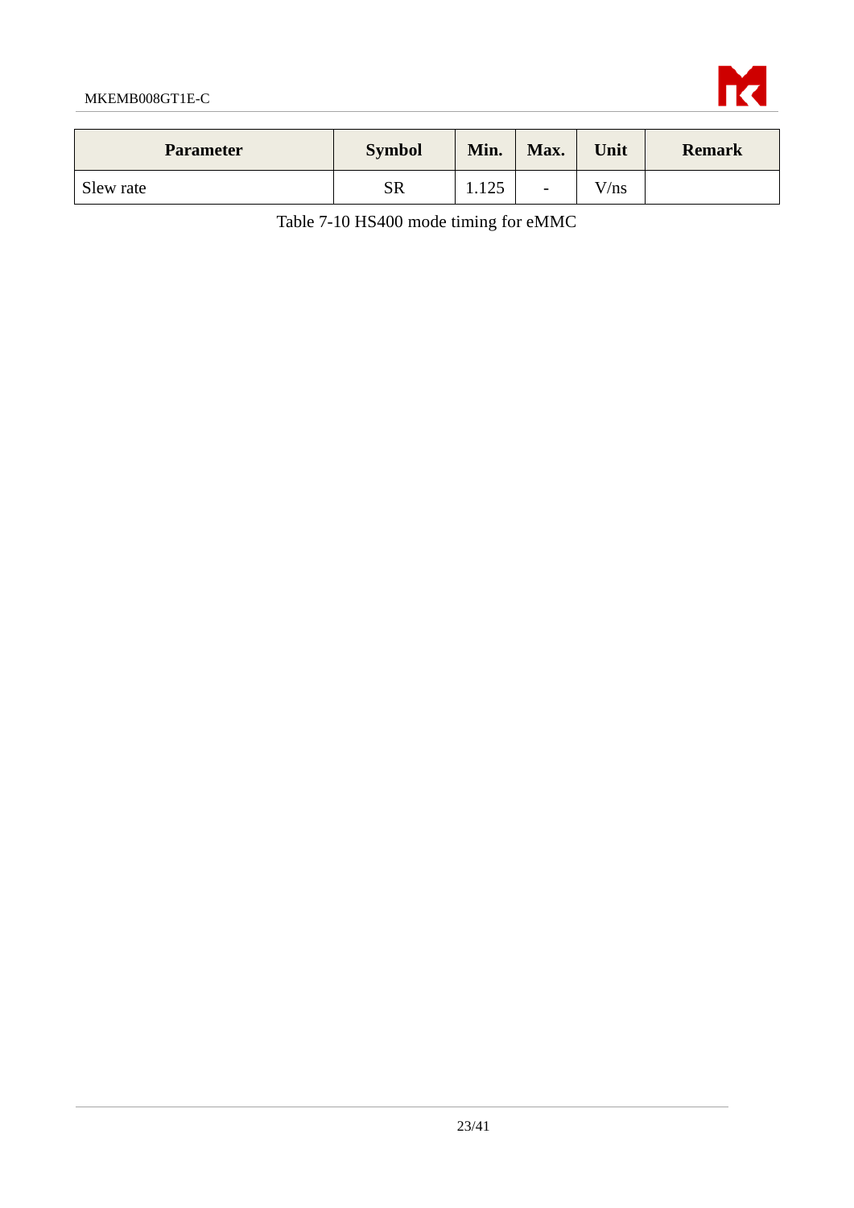| Parameter | Symbol | Min. | Max. | Unit | Remark |
|---|---|---|---|---|---|
| Slew rate | SR | 1.125 | - | V/ns | |

Table 7-10 HS400 mode timing for eMMC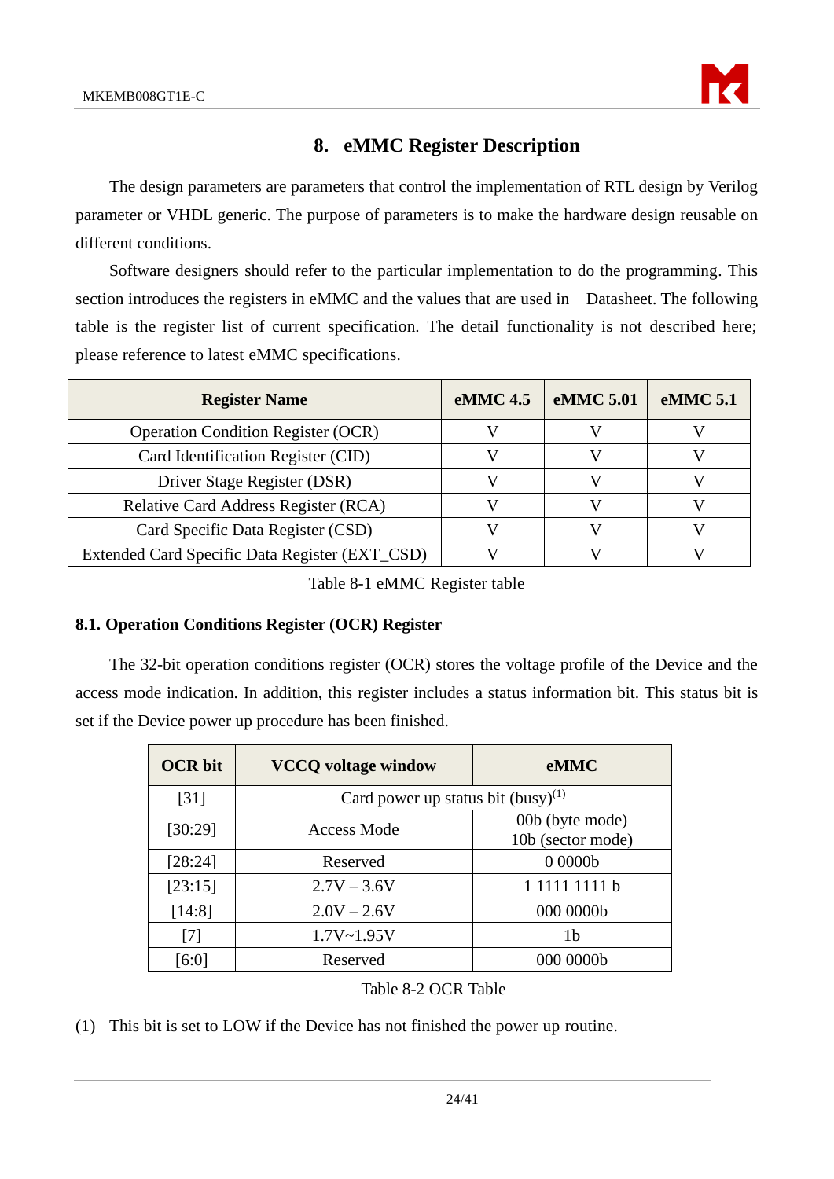# 8. eMMC Register Description

The design parameters are parameters that control the implementation of RTL design by Verilog parameter or VHDL generic. The purpose of parameters is to make the hardware design reusable on different conditions.

Software designers should refer to the particular implementation to do the programming. This section introduces the registers in eMMC and the values that are used in Datasheet. The following table is the register list of current specification. The detail functionality is not described here; please reference to latest eMMC specifications.

| Register Name | eMMC 4.5 | eMMC 5.01 | eMMC 5.1 |
|---|---|---|---|
| Operation Condition Register (OCR) | V | V | V |
| Card Identification Register (CID) | V | V | V |
| Driver Stage Register (DSR) | V | V | V |
| Relative Card Address Register (RCA) | V | V | V |
| Card Specific Data Register (CSD) | V | V | V |
| Extended Card Specific Data Register (EXT_CSD) | V | V | V |

Table 8-1 eMMC Register table

## 8.1. Operation Conditions Register (OCR) Register

The 32-bit operation conditions register (OCR) stores the voltage profile of the Device and the access mode indication. In addition, this register includes a status information bit. This status bit is set if the Device power up procedure has been finished.

| OCR bit | VCCQ voltage window | eMMC |
|---|---|---|
| [31] | Card power up status bit (busy)(1) | |
| [30:29] | Access Mode | 00b (byte mode)<br>10b (sector mode) |
| [28:24] | Reserved | 0 0000b |
| [23:15] | 2.7V – 3.6V | 1 1111 1111 b |
| [14:8] | 2.0V – 2.6V | 000 0000b |
| [7] | 1.7V~1.95V | 1b |
| [6:0] | Reserved | 000 0000b |

Table 8-2 OCR Table

(1) This bit is set to LOW if the Device has not finished the power up routine.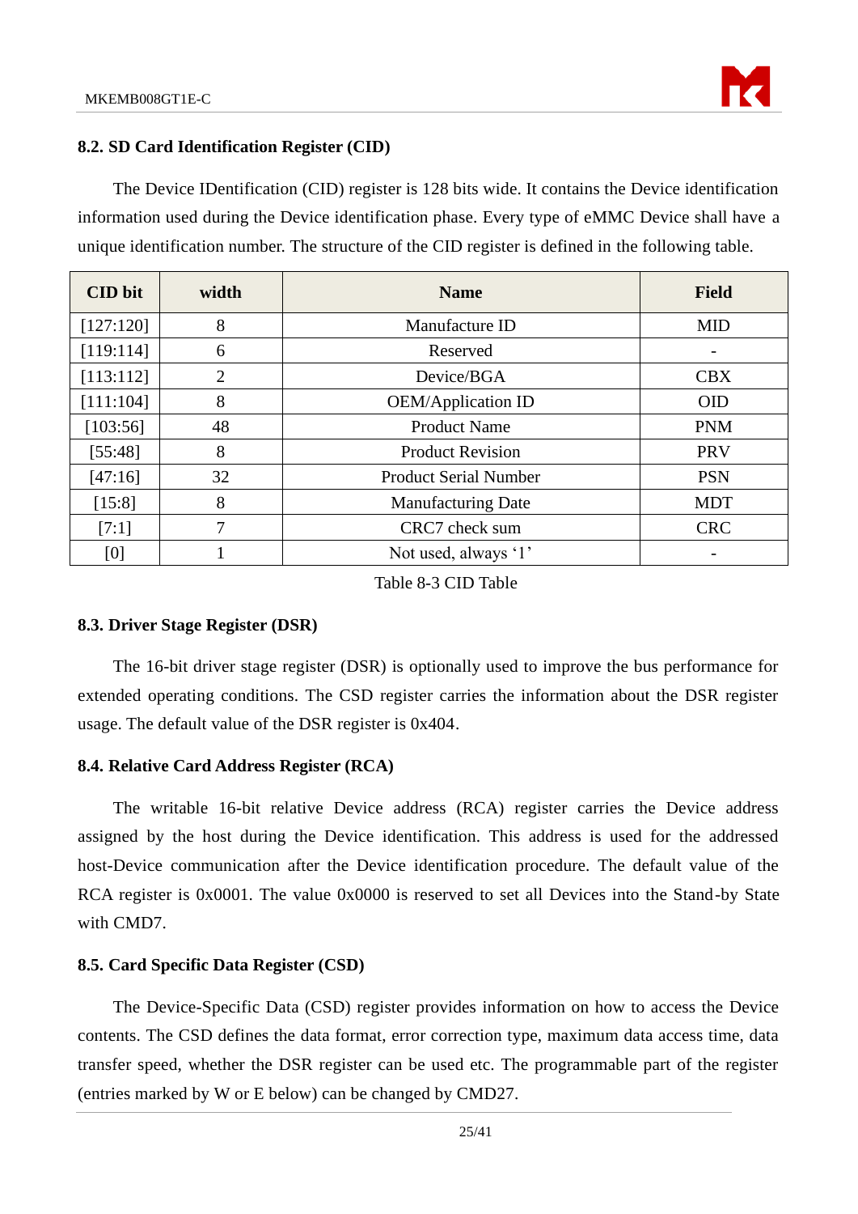## 8.2. SD Card Identification Register (CID)

The Device IDentification (CID) register is 128 bits wide. It contains the Device identification information used during the Device identification phase. Every type of eMMC Device shall have a unique identification number. The structure of the CID register is defined in the following table.

| CID bit | width | Name | Field |
|---|---|---|---|
| [127:120] | 8 | Manufacture ID | MID |
| [119:114] | 6 | Reserved | - |
| [113:112] | 2 | Device/BGA | CBX |
| [111:104] | 8 | OEM/Application ID | OID |
| [103:56] | 48 | Product Name | PNM |
| [55:48] | 8 | Product Revision | PRV |
| [47:16] | 32 | Product Serial Number | PSN |
| [15:8] | 8 | Manufacturing Date | MDT |
| [7:1] | 7 | CRC7 check sum | CRC |
| [0] | 1 | Not used, always '1' | - |

Table 8-3 CID Table

## 8.3. Driver Stage Register (DSR)

The 16-bit driver stage register (DSR) is optionally used to improve the bus performance for extended operating conditions. The CSD register carries the information about the DSR register usage. The default value of the DSR register is 0x404.

## 8.4. Relative Card Address Register (RCA)

The writable 16-bit relative Device address (RCA) register carries the Device address assigned by the host during the Device identification. This address is used for the addressed host-Device communication after the Device identification procedure. The default value of the RCA register is 0x0001. The value 0x0000 is reserved to set all Devices into the Stand-by State with CMD7.

## 8.5. Card Specific Data Register (CSD)

The Device-Specific Data (CSD) register provides information on how to access the Device contents. The CSD defines the data format, error correction type, maximum data access time, data transfer speed, whether the DSR register can be used etc. The programmable part of the register (entries marked by W or E below) can be changed by CMD27.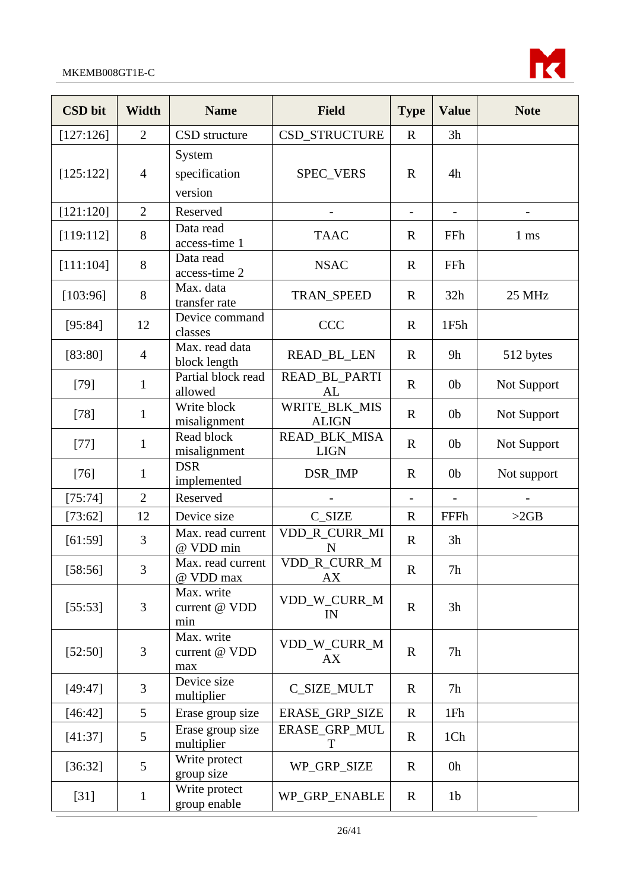| CSD bit | Width | Name | Field | Type | Value | Note |
|---|---|---|---|---|---|---|
| [127:126] | 2 | CSD structure | CSD_STRUCTURE | R | 3h | |
| [125:122] | 4 | System specification version | SPEC_VERS | R | 4h | |
| [121:120] | 2 | Reserved | - | - | - | - |
| [119:112] | 8 | Data read access-time 1 | TAAC | R | FFh | 1 ms |
| [111:104] | 8 | Data read access-time 2 | NSAC | R | FFh | |
| [103:96] | 8 | Max. data transfer rate | TRAN_SPEED | R | 32h | 25 MHz |
| [95:84] | 12 | Device command classes | CCC | R | 1F5h | |
| [83:80] | 4 | Max. read data block length | READ_BL_LEN | R | 9h | 512 bytes |
| [79] | 1 | Partial block read allowed | READ_BL_PARTIAL | R | 0b | Not Support |
| [78] | 1 | Write block misalignment | WRITE_BLK_MISALIGN | R | 0b | Not Support |
| [77] | 1 | Read block misalignment | READ_BLK_MISALIGN | R | 0b | Not Support |
| [76] | 1 | DSR implemented | DSR_IMP | R | 0b | Not support |
| [75:74] | 2 | Reserved | - | - | - | - |
| [73:62] | 12 | Device size | C_SIZE | R | FFFh | >2GB |
| [61:59] | 3 | Max. read current @ VDD min | VDD_R_CURR_MIN | R | 3h | |
| [58:56] | 3 | Max. read current @ VDD max | VDD_R_CURR_MAX | R | 7h | |
| [55:53] | 3 | Max. write current @ VDD min | VDD_W_CURR_MIN | R | 3h | |
| [52:50] | 3 | Max. write current @ VDD max | VDD_W_CURR_MAX | R | 7h | |
| [49:47] | 3 | Device size multiplier | C_SIZE_MULT | R | 7h | |
| [46:42] | 5 | Erase group size | ERASE_GRP_SIZE | R | 1Fh | |
| [41:37] | 5 | Erase group size multiplier | ERASE_GRP_MULT | R | 1Ch | |
| [36:32] | 5 | Write protect group size | WP_GRP_SIZE | R | 0h | |
| [31] | 1 | Write protect group enable | WP_GRP_ENABLE | R | 1b | |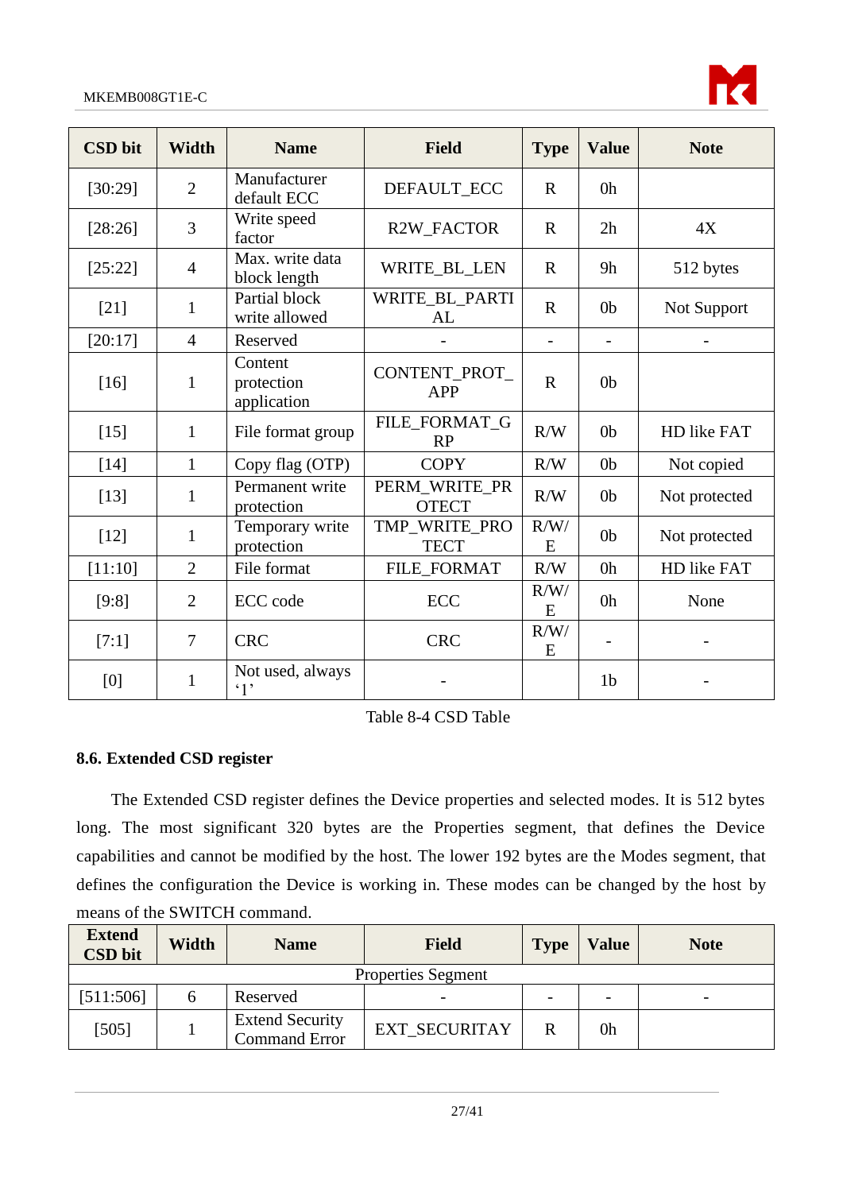| CSD bit | Width | Name | Field | Type | Value | Note |
|---|---|---|---|---|---|---|
| [30:29] | 2 | Manufacturer default ECC | DEFAULT_ECC | R | 0h | |
| [28:26] | 3 | Write speed factor | R2W_FACTOR | R | 2h | 4X |
| [25:22] | 4 | Max. write data block length | WRITE_BL_LEN | R | 9h | 512 bytes |
| [21] | 1 | Partial block write allowed | WRITE_BL_PARTIAL | R | 0b | Not Support |
| [20:17] | 4 | Reserved | - | - | - | - |
| [16] | 1 | Content protection application | CONTENT_PROT_APP | R | 0b | |
| [15] | 1 | File format group | FILE_FORMAT_GRP | R/W | 0b | HD like FAT |
| [14] | 1 | Copy flag (OTP) | COPY | R/W | 0b | Not copied |
| [13] | 1 | Permanent write protection | PERM_WRITE_PROTECT | R/W | 0b | Not protected |
| [12] | 1 | Temporary write protection | TMP_WRITE_PROTECT | R/W/E | 0b | Not protected |
| [11:10] | 2 | File format | FILE_FORMAT | R/W | 0h | HD like FAT |
| [9:8] | 2 | ECC code | ECC | R/W/E | 0h | None |
| [7:1] | 7 | CRC | CRC | R/W/E | - | - |
| [0] | 1 | Not used, always '1' | - | | 1b | - |

Table 8-4 CSD Table

### 8.6. Extended CSD register

The Extended CSD register defines the Device properties and selected modes. It is 512 bytes long. The most significant 320 bytes are the Properties segment, that defines the Device capabilities and cannot be modified by the host. The lower 192 bytes are the Modes segment, that defines the configuration the Device is working in. These modes can be changed by the host by means of the SWITCH command.

| Extend CSD bit | Width | Name | Field | Type | Value | Note |
|---|---|---|---|---|---|---|
| Properties Segment | | | | | | |
| [511:506] | 6 | Reserved | - | - | - | - |
| [505] | 1 | Extend Security Command Error | EXT_SECURITAY | R | 0h | |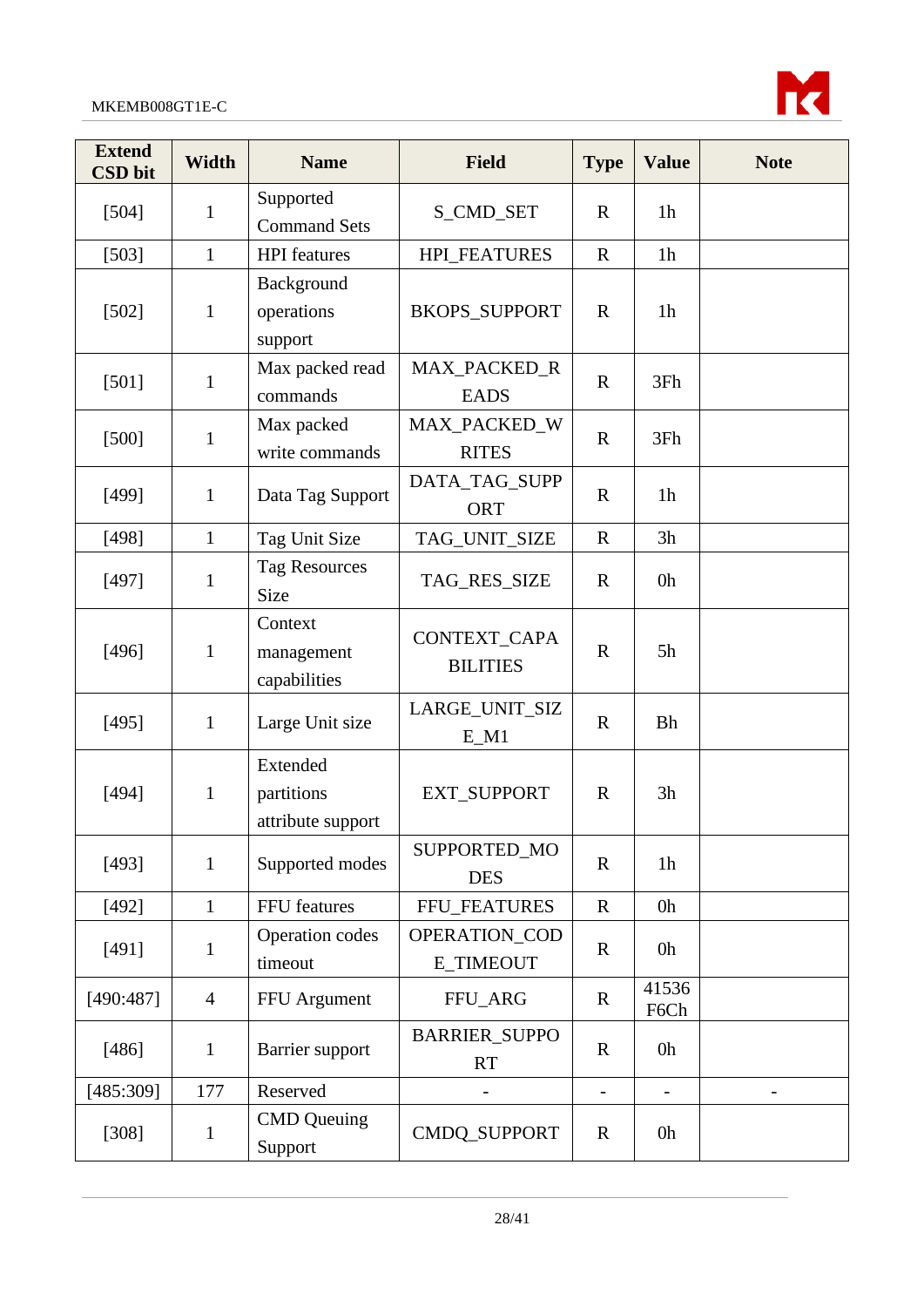| Extend CSD bit | Width | Name | Field | Type | Value | Note |
|---|---|---|---|---|---|---|
| [504] | 1 | Supported Command Sets | S_CMD_SET | R | 1h | |
| [503] | 1 | HPI features | HPI_FEATURES | R | 1h | |
| [502] | 1 | Background operations support | BKOPS_SUPPORT | R | 1h | |
| [501] | 1 | Max packed read commands | MAX_PACKED_READS | R | 3Fh | |
| [500] | 1 | Max packed write commands | MAX_PACKED_WRITES | R | 3Fh | |
| [499] | 1 | Data Tag Support | DATA_TAG_SUPPORT | R | 1h | |
| [498] | 1 | Tag Unit Size | TAG_UNIT_SIZE | R | 3h | |
| [497] | 1 | Tag Resources Size | TAG_RES_SIZE | R | 0h | |
| [496] | 1 | Context management capabilities | CONTEXT_CAPABILITIES | R | 5h | |
| [495] | 1 | Large Unit size | LARGE_UNIT_SIZE_M1 | R | Bh | |
| [494] | 1 | Extended partitions attribute support | EXT_SUPPORT | R | 3h | |
| [493] | 1 | Supported modes | SUPPORTED_MODES | R | 1h | |
| [492] | 1 | FFU features | FFU_FEATURES | R | 0h | |
| [491] | 1 | Operation codes timeout | OPERATION_CODE_TIMEOUT | R | 0h | |
| [490:487] | 4 | FFU Argument | FFU_ARG | R | 41536F6Ch | |
| [486] | 1 | Barrier support | BARRIER_SUPPORT | R | 0h | |
| [485:309] | 177 | Reserved | - | - | - | - |
| [308] | 1 | CMD Queuing Support | CMDQ_SUPPORT | R | 0h | |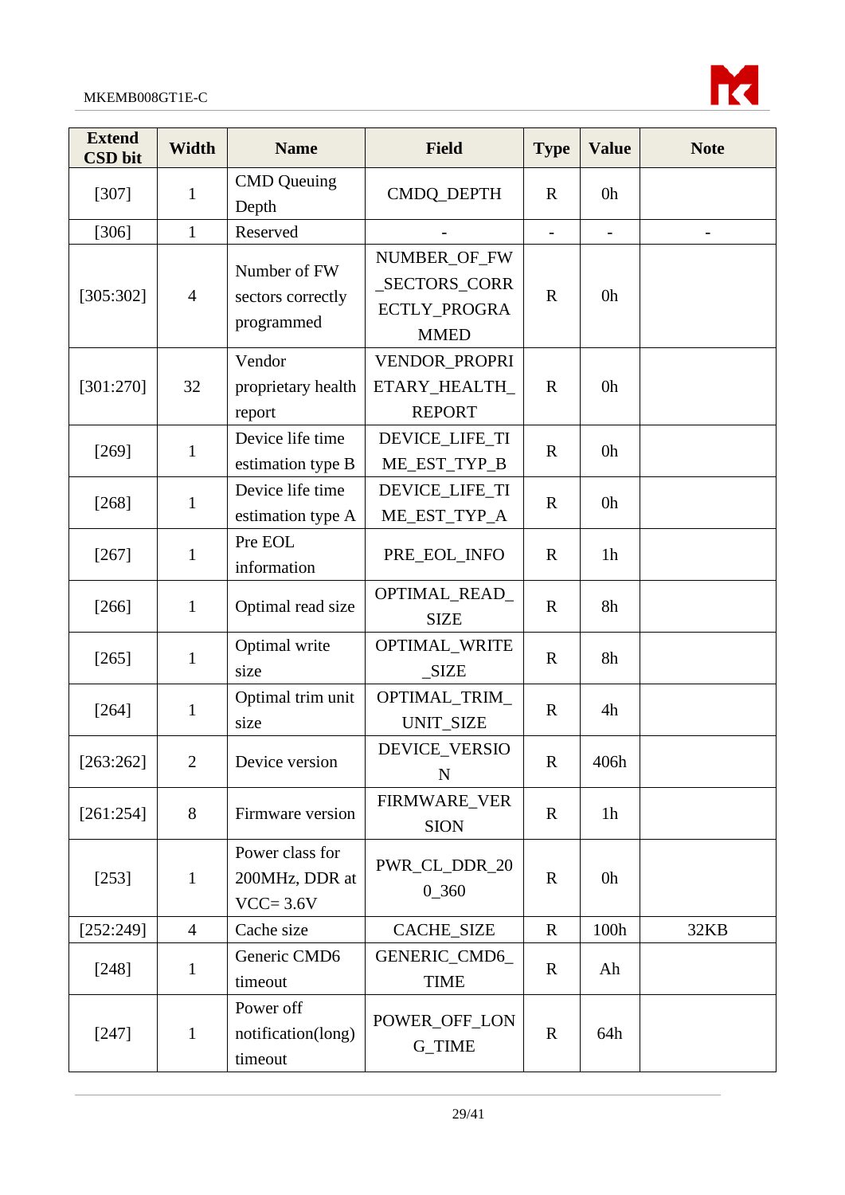| Extend CSD bit | Width | Name | Field | Type | Value | Note |
|---|---|---|---|---|---|---|
| [307] | 1 | CMD Queuing Depth | CMDQ_DEPTH | R | 0h | |
| [306] | 1 | Reserved | - | - | - | - |
| [305:302] | 4 | Number of FW sectors correctly programmed | NUMBER_OF_FW_SECTORS_CORRECTLY_PROGRAMMED | R | 0h | |
| [301:270] | 32 | Vendor proprietary health report | VENDOR_PROPRIETARY_HEALTH_REPORT | R | 0h | |
| [269] | 1 | Device life time estimation type B | DEVICE_LIFE_TIME_EST_TYP_B | R | 0h | |
| [268] | 1 | Device life time estimation type A | DEVICE_LIFE_TIME_EST_TYP_A | R | 0h | |
| [267] | 1 | Pre EOL information | PRE_EOL_INFO | R | 1h | |
| [266] | 1 | Optimal read size | OPTIMAL_READ_SIZE | R | 8h | |
| [265] | 1 | Optimal write size | OPTIMAL_WRITE_SIZE | R | 8h | |
| [264] | 1 | Optimal trim unit size | OPTIMAL_TRIM_UNIT_SIZE | R | 4h | |
| [263:262] | 2 | Device version | DEVICE_VERSION | R | 406h | |
| [261:254] | 8 | Firmware version | FIRMWARE_VERSION | R | 1h | |
| [253] | 1 | Power class for 200MHz, DDR at VCC= 3.6V | PWR_CL_DDR_200_360 | R | 0h | |
| [252:249] | 4 | Cache size | CACHE_SIZE | R | 100h | 32KB |
| [248] | 1 | Generic CMD6 timeout | GENERIC_CMD6_TIME | R | Ah | |
| [247] | 1 | Power off notification(long) timeout | POWER_OFF_LONG_TIME | R | 64h | |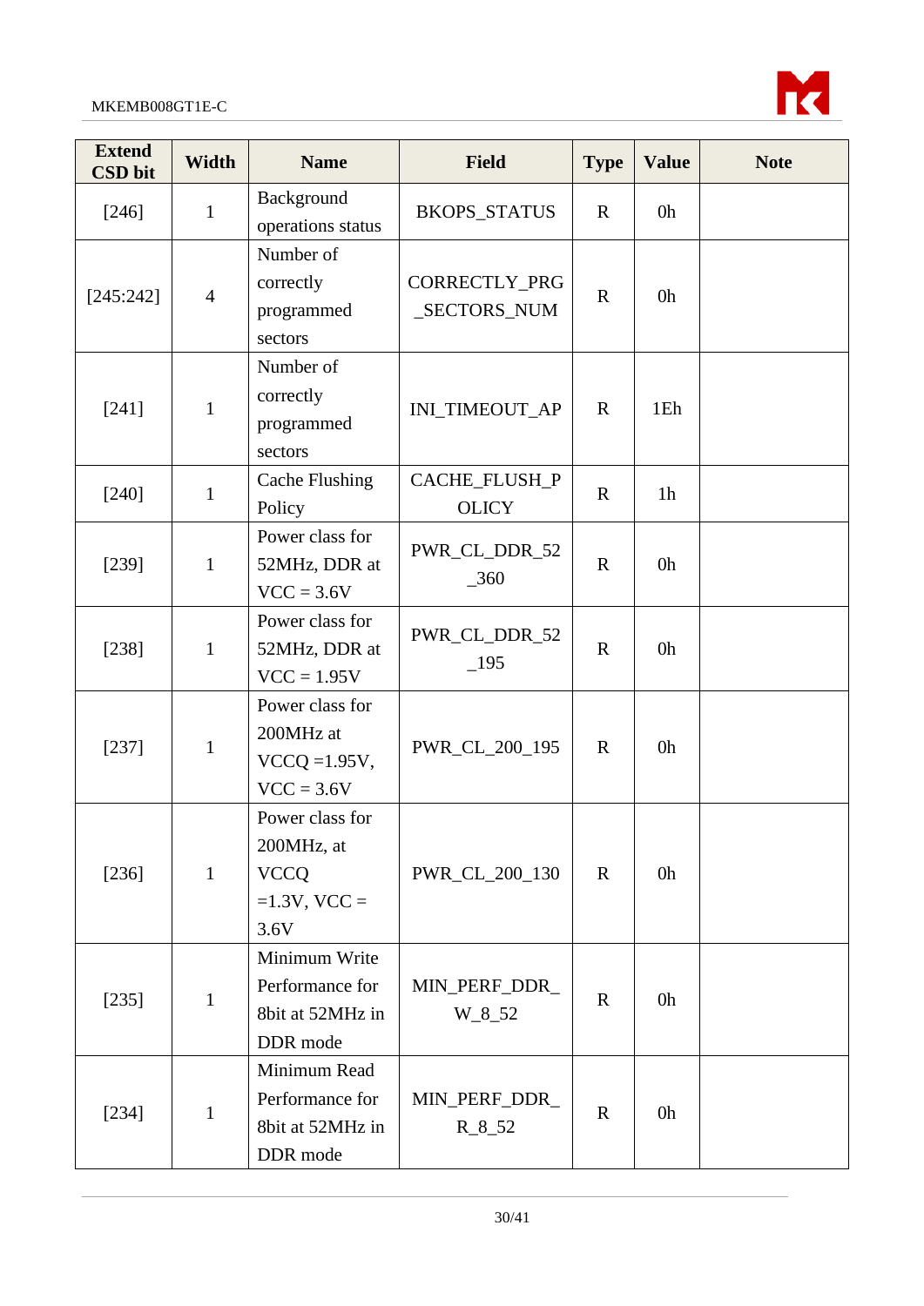| Extend CSD bit | Width | Name | Field | Type | Value | Note |
| --- | --- | --- | --- | --- | --- | --- |
| [246] | 1 | Background operations status | BKOPS_STATUS | R | 0h | |
| [245:242] | 4 | Number of correctly programmed sectors | CORRECTLY_PRG_SECTORS_NUM | R | 0h | |
| [241] | 1 | Number of correctly programmed sectors | INI_TIMEOUT_AP | R | 1Eh | |
| [240] | 1 | Cache Flushing Policy | CACHE_FLUSH_POLICY | R | 1h | |
| [239] | 1 | Power class for 52MHz, DDR at VCC = 3.6V | PWR_CL_DDR_52_360 | R | 0h | |
| [238] | 1 | Power class for 52MHz, DDR at VCC = 1.95V | PWR_CL_DDR_52_195 | R | 0h | |
| [237] | 1 | Power class for 200MHz at VCCQ =1.95V, VCC = 3.6V | PWR_CL_200_195 | R | 0h | |
| [236] | 1 | Power class for 200MHz, at VCCQ =1.3V, VCC = 3.6V | PWR_CL_200_130 | R | 0h | |
| [235] | 1 | Minimum Write Performance for 8bit at 52MHz in DDR mode | MIN_PERF_DDR_W_8_52 | R | 0h | |
| [234] | 1 | Minimum Read Performance for 8bit at 52MHz in DDR mode | MIN_PERF_DDR_R_8_52 | R | 0h | |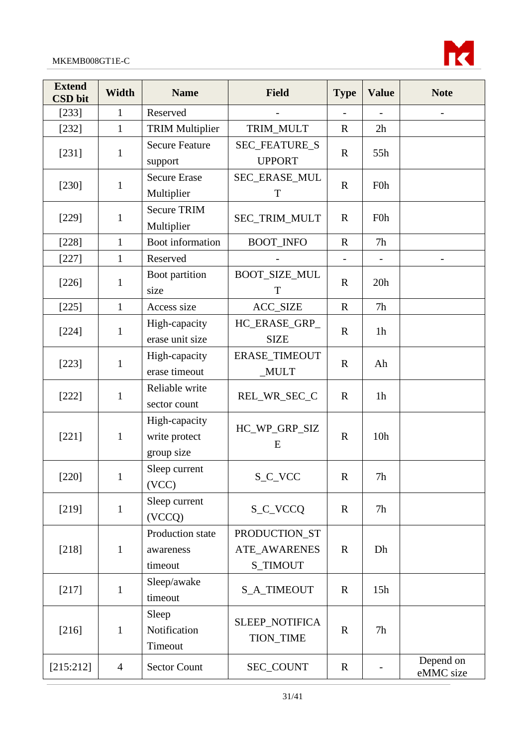| Extend CSD bit | Width | Name | Field | Type | Value | Note |
| --- | --- | --- | --- | --- | --- | --- |
| [233] | 1 | Reserved | - | - | - | - |
| [232] | 1 | TRIM Multiplier | TRIM_MULT | R | 2h | |
| [231] | 1 | Secure Feature support | SEC_FEATURE_SUPPORT | R | 55h | |
| [230] | 1 | Secure Erase Multiplier | SEC_ERASE_MULT | R | F0h | |
| [229] | 1 | Secure TRIM Multiplier | SEC_TRIM_MULT | R | F0h | |
| [228] | 1 | Boot information | BOOT_INFO | R | 7h | |
| [227] | 1 | Reserved | - | - | - | - |
| [226] | 1 | Boot partition size | BOOT_SIZE_MULT | R | 20h | |
| [225] | 1 | Access size | ACC_SIZE | R | 7h | |
| [224] | 1 | High-capacity erase unit size | HC_ERASE_GRP_SIZE | R | 1h | |
| [223] | 1 | High-capacity erase timeout | ERASE_TIMEOUT_MULT | R | Ah | |
| [222] | 1 | Reliable write sector count | REL_WR_SEC_C | R | 1h | |
| [221] | 1 | High-capacity write protect group size | HC_WP_GRP_SIZE | R | 10h | |
| [220] | 1 | Sleep current (VCC) | S_C_VCC | R | 7h | |
| [219] | 1 | Sleep current (VCCQ) | S_C_VCCQ | R | 7h | |
| [218] | 1 | Production state awareness timeout | PRODUCTION_STATE_AWARENESS_TIMOUT | R | Dh | |
| [217] | 1 | Sleep/awake timeout | S_A_TIMEOUT | R | 15h | |
| [216] | 1 | Sleep Notification Timeout | SLEEP_NOTIFICATION_TIME | R | 7h | |
| [215:212] | 4 | Sector Count | SEC_COUNT | R | - | Depend on eMMC size |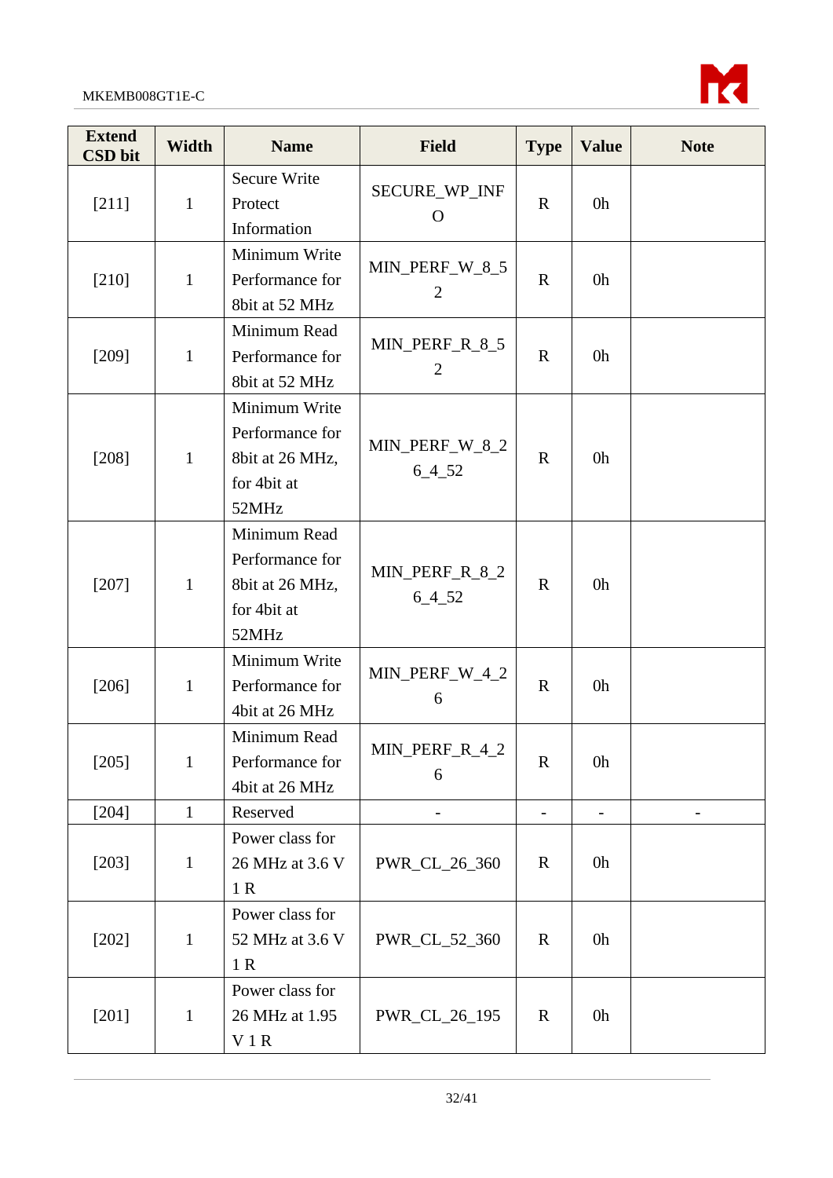| Extend CSD bit | Width | Name | Field | Type | Value | Note |
|---|---|---|---|---|---|---|
| [211] | 1 | Secure Write Protect Information | SECURE_WP_INFO | R | 0h | |
| [210] | 1 | Minimum Write Performance for 8bit at 52 MHz | MIN_PERF_W_8_52 | R | 0h | |
| [209] | 1 | Minimum Read Performance for 8bit at 52 MHz | MIN_PERF_R_8_52 | R | 0h | |
| [208] | 1 | Minimum Write Performance for 8bit at 26 MHz, for 4bit at 52MHz | MIN_PERF_W_8_26_4_52 | R | 0h | |
| [207] | 1 | Minimum Read Performance for 8bit at 26 MHz, for 4bit at 52MHz | MIN_PERF_R_8_26_4_52 | R | 0h | |
| [206] | 1 | Minimum Write Performance for 4bit at 26 MHz | MIN_PERF_W_4_26 | R | 0h | |
| [205] | 1 | Minimum Read Performance for 4bit at 26 MHz | MIN_PERF_R_4_26 | R | 0h | |
| [204] | 1 | Reserved | - | - | - | - |
| [203] | 1 | Power class for 26 MHz at 3.6 V 1 R | PWR_CL_26_360 | R | 0h | |
| [202] | 1 | Power class for 52 MHz at 3.6 V 1 R | PWR_CL_52_360 | R | 0h | |
| [201] | 1 | Power class for 26 MHz at 1.95 V 1 R | PWR_CL_26_195 | R | 0h | |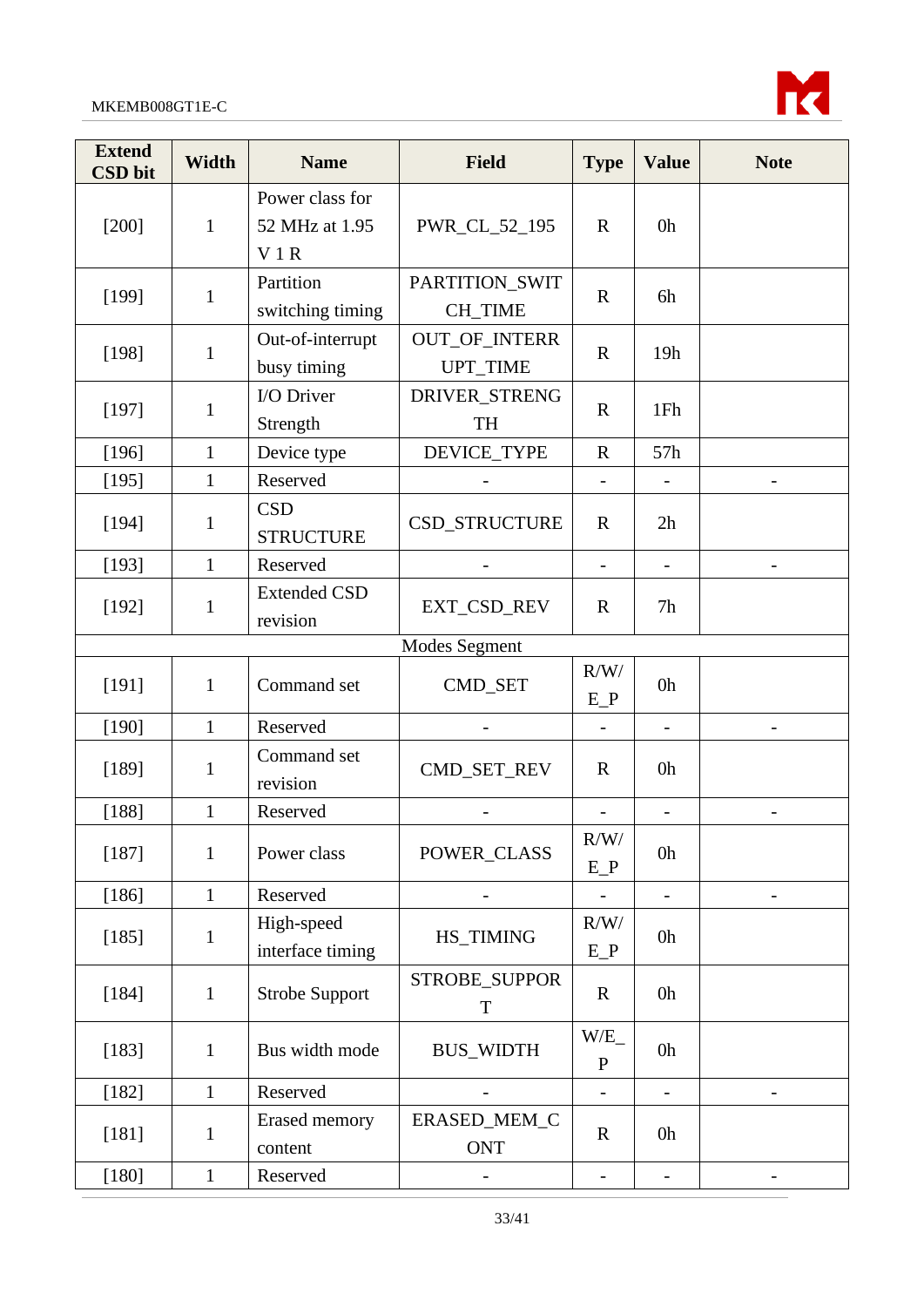| Extend CSD bit | Width | Name | Field | Type | Value | Note |
|---|---|---|---|---|---|---|
| [200] | 1 | Power class for 52 MHz at 1.95 V 1 R | PWR_CL_52_195 | R | 0h | |
| [199] | 1 | Partition switching timing | PARTITION_SWITCH_TIME | R | 6h | |
| [198] | 1 | Out-of-interrupt busy timing | OUT_OF_INTERRUPT_TIME | R | 19h | |
| [197] | 1 | I/O Driver Strength | DRIVER_STRENGTH | R | 1Fh | |
| [196] | 1 | Device type | DEVICE_TYPE | R | 57h | |
| [195] | 1 | Reserved | - | - | - | - |
| [194] | 1 | CSD STRUCTURE | CSD_STRUCTURE | R | 2h | |
| [193] | 1 | Reserved | - | - | - | - |
| [192] | 1 | Extended CSD revision | EXT_CSD_REV | R | 7h | |
| Modes Segment | | | | | | |
| [191] | 1 | Command set | CMD_SET | R/W/E_P | 0h | |
| [190] | 1 | Reserved | - | - | - | - |
| [189] | 1 | Command set revision | CMD_SET_REV | R | 0h | |
| [188] | 1 | Reserved | - | - | - | - |
| [187] | 1 | Power class | POWER_CLASS | R/W/E_P | 0h | |
| [186] | 1 | Reserved | - | - | - | - |
| [185] | 1 | High-speed interface timing | HS_TIMING | R/W/E_P | 0h | |
| [184] | 1 | Strobe Support | STROBE_SUPPORT | R | 0h | |
| [183] | 1 | Bus width mode | BUS_WIDTH | W/E_P | 0h | |
| [182] | 1 | Reserved | - | - | - | - |
| [181] | 1 | Erased memory content | ERASED_MEM_CONT | R | 0h | |
| [180] | 1 | Reserved | - | - | - | - |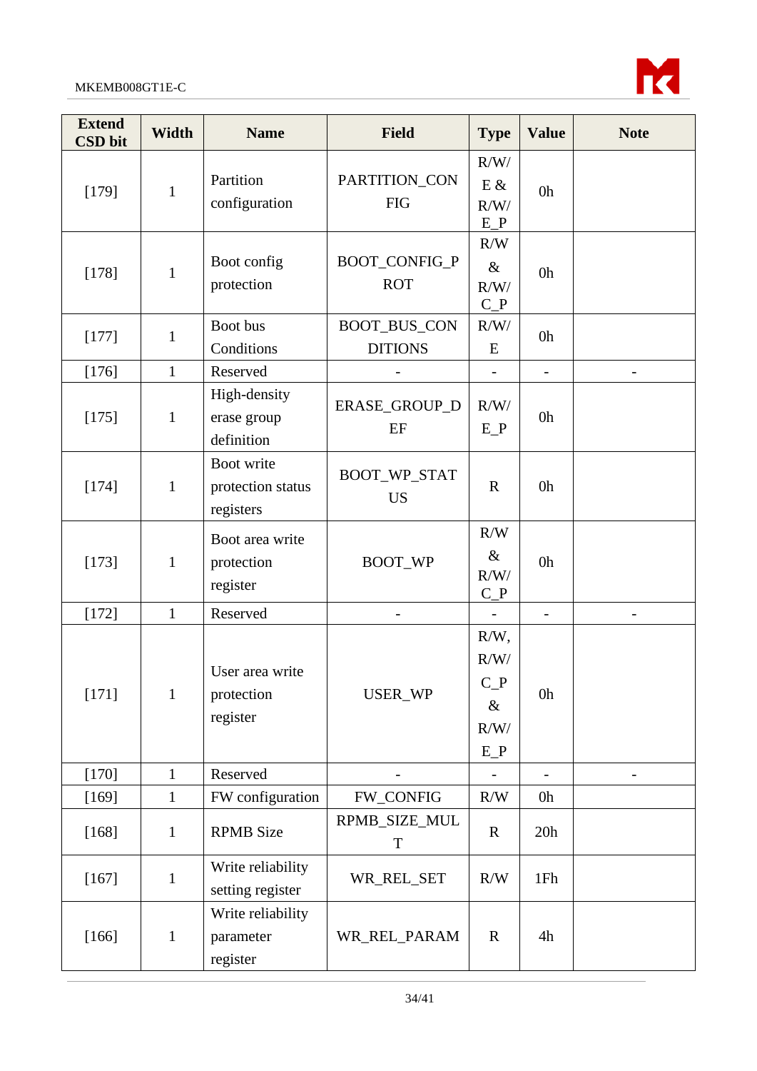| Extend CSD bit | Width | Name | Field | Type | Value | Note |
|---|---|---|---|---|---|---|
| [179] | 1 | Partition configuration | PARTITION_CONFIG | R/W/E & R/W/E_P | 0h | |
| [178] | 1 | Boot config protection | BOOT_CONFIG_PROT | R/W & R/W/C_P | 0h | |
| [177] | 1 | Boot bus Conditions | BOOT_BUS_CONDITIONS | R/W/E | 0h | |
| [176] | 1 | Reserved | - | - | - | - |
| [175] | 1 | High-density erase group definition | ERASE_GROUP_DEF | R/W/E_P | 0h | |
| [174] | 1 | Boot write protection status registers | BOOT_WP_STATUS | R | 0h | |
| [173] | 1 | Boot area write protection register | BOOT_WP | R/W & R/W/C_P | 0h | |
| [172] | 1 | Reserved | - | - | - | - |
| [171] | 1 | User area write protection register | USER_WP | R/W, R/W/C_P & R/W/E_P | 0h | |
| [170] | 1 | Reserved | - | - | - | - |
| [169] | 1 | FW configuration | FW_CONFIG | R/W | 0h | |
| [168] | 1 | RPMB Size | RPMB_SIZE_MULT | R | 20h | |
| [167] | 1 | Write reliability setting register | WR_REL_SET | R/W | 1Fh | |
| [166] | 1 | Write reliability parameter register | WR_REL_PARAM | R | 4h | |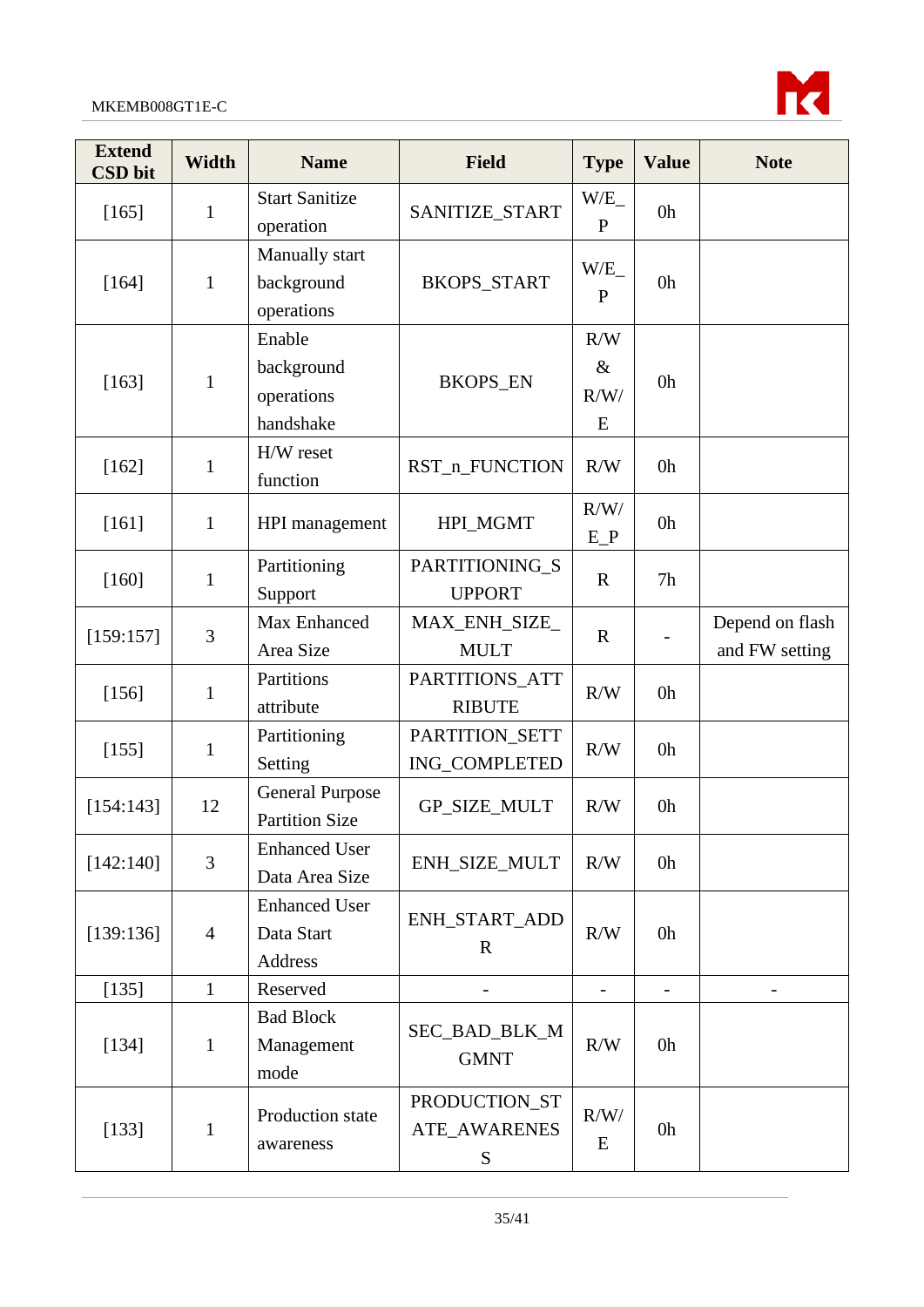| Extend CSD bit | Width | Name | Field | Type | Value | Note |
|---|---|---|---|---|---|---|
| [165] | 1 | Start Sanitize operation | SANITIZE_START | W/E_P | 0h | |
| [164] | 1 | Manually start background operations | BKOPS_START | W/E_P | 0h | |
| [163] | 1 | Enable background operations handshake | BKOPS_EN | R/W & R/W/E | 0h | |
| [162] | 1 | H/W reset function | RST_n_FUNCTION | R/W | 0h | |
| [161] | 1 | HPI management | HPI_MGMT | R/W/E_P | 0h | |
| [160] | 1 | Partitioning Support | PARTITIONING_SUPPORT | R | 7h | |
| [159:157] | 3 | Max Enhanced Area Size | MAX_ENH_SIZE_MULT | R | - | Depend on flash and FW setting |
| [156] | 1 | Partitions attribute | PARTITIONS_ATTRIBUTE | R/W | 0h | |
| [155] | 1 | Partitioning Setting | PARTITION_SETTING_COMPLETED | R/W | 0h | |
| [154:143] | 12 | General Purpose Partition Size | GP_SIZE_MULT | R/W | 0h | |
| [142:140] | 3 | Enhanced User Data Area Size | ENH_SIZE_MULT | R/W | 0h | |
| [139:136] | 4 | Enhanced User Data Start Address | ENH_START_ADDR | R/W | 0h | |
| [135] | 1 | Reserved | - | - | - | - |
| [134] | 1 | Bad Block Management mode | SEC_BAD_BLK_MGMNT | R/W | 0h | |
| [133] | 1 | Production state awareness | PRODUCTION_STATE_AWARENESS | R/W/E | 0h | |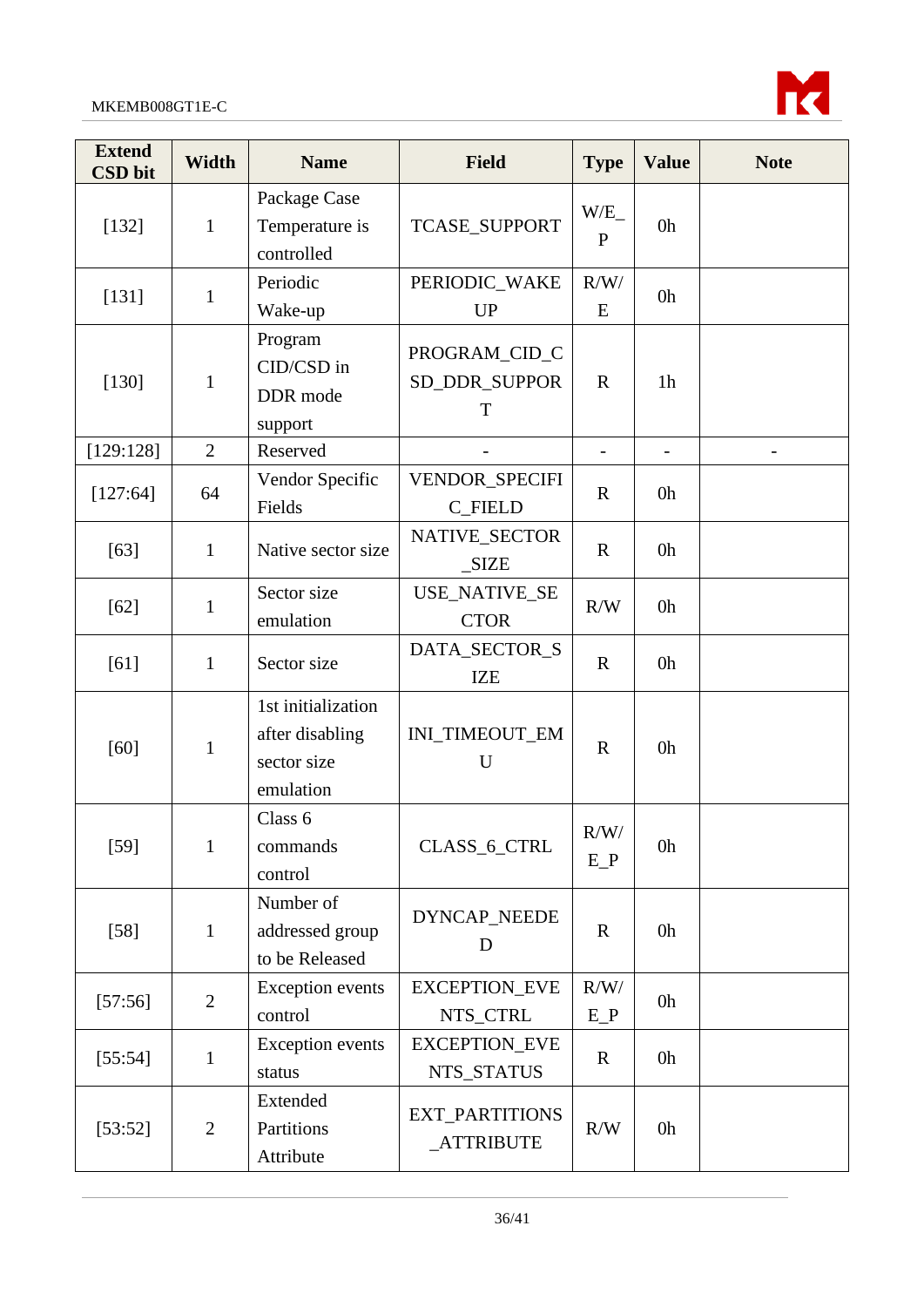| Extend CSD bit | Width | Name | Field | Type | Value | Note |
|---|---|---|---|---|---|---|
| [132] | 1 | Package Case Temperature is controlled | TCASE_SUPPORT | W/E_P | 0h | |
| [131] | 1 | Periodic Wake-up | PERIODIC_WAKEUP | R/W/E | 0h | |
| [130] | 1 | Program CID/CSD in DDR mode support | PROGRAM_CID_CSD_DDR_SUPPORT | R | 1h | |
| [129:128] | 2 | Reserved | - | - | - | - |
| [127:64] | 64 | Vendor Specific Fields | VENDOR_SPECIFIC_FIELD | R | 0h | |
| [63] | 1 | Native sector size | NATIVE_SECTOR_SIZE | R | 0h | |
| [62] | 1 | Sector size emulation | USE_NATIVE_SECTOR | R/W | 0h | |
| [61] | 1 | Sector size | DATA_SECTOR_SIZE | R | 0h | |
| [60] | 1 | 1st initialization after disabling sector size emulation | INI_TIMEOUT_EMU | R | 0h | |
| [59] | 1 | Class 6 commands control | CLASS_6_CTRL | R/W/E_P | 0h | |
| [58] | 1 | Number of addressed group to be Released | DYNCAP_NEEDED | R | 0h | |
| [57:56] | 2 | Exception events control | EXCEPTION_EVENTS_CTRL | R/W/E_P | 0h | |
| [55:54] | 1 | Exception events status | EXCEPTION_EVENTS_STATUS | R | 0h | |
| [53:52] | 2 | Extended Partitions Attribute | EXT_PARTITIONS_ATTRIBUTE | R/W | 0h | |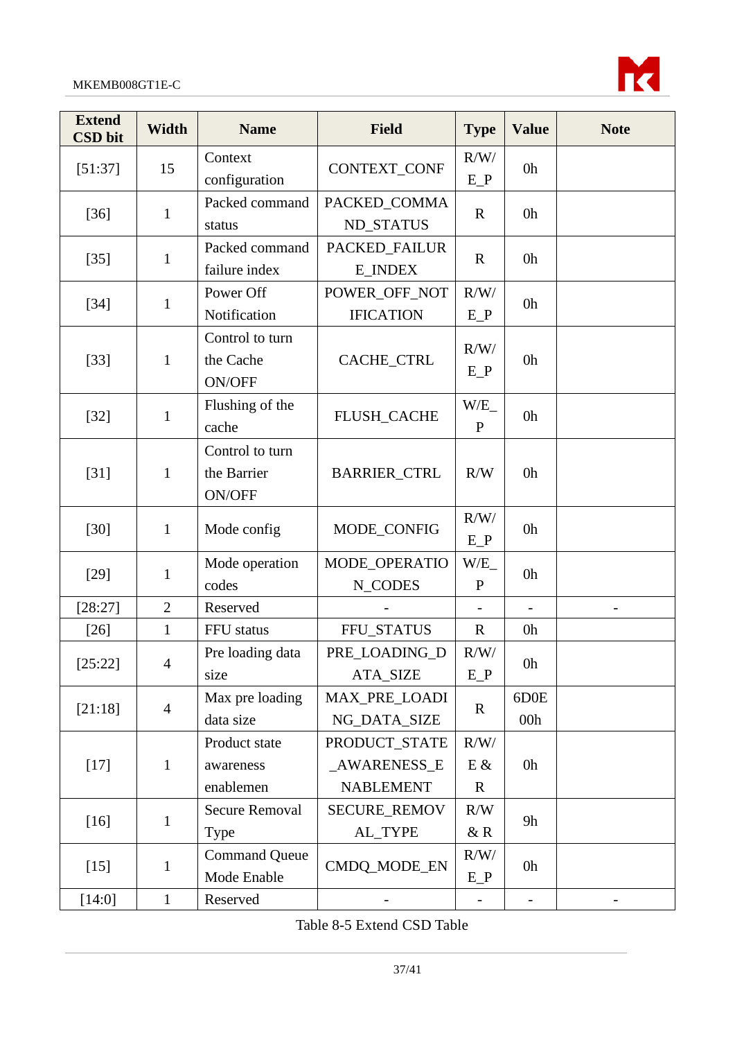| Extend CSD bit | Width | Name | Field | Type | Value | Note |
|---|---|---|---|---|---|---|
| [51:37] | 15 | Context configuration | CONTEXT_CONF | R/W/E_P | 0h | |
| [36] | 1 | Packed command status | PACKED_COMMAND_STATUS | R | 0h | |
| [35] | 1 | Packed command failure index | PACKED_FAILURE_INDEX | R | 0h | |
| [34] | 1 | Power Off Notification | POWER_OFF_NOTIFICATION | R/W/E_P | 0h | |
| [33] | 1 | Control to turn the Cache ON/OFF | CACHE_CTRL | R/W/E_P | 0h | |
| [32] | 1 | Flushing of the cache | FLUSH_CACHE | W/E_P | 0h | |
| [31] | 1 | Control to turn the Barrier ON/OFF | BARRIER_CTRL | R/W | 0h | |
| [30] | 1 | Mode config | MODE_CONFIG | R/W/E_P | 0h | |
| [29] | 1 | Mode operation codes | MODE_OPERATION_CODES | W/E_P | 0h | |
| [28:27] | 2 | Reserved | - | - | - | - |
| [26] | 1 | FFU status | FFU_STATUS | R | 0h | |
| [25:22] | 4 | Pre loading data size | PRE_LOADING_DATA_SIZE | R/W/E_P | 0h | |
| [21:18] | 4 | Max pre loading data size | MAX_PRE_LOADING_DATA_SIZE | R | 6D0E00h | |
| [17] | 1 | Product state awareness enablemen | PRODUCT_STATE_AWARENESS_ENABLEMENT | R/W/E & R | 0h | |
| [16] | 1 | Secure Removal Type | SECURE_REMOVAL_TYPE | R/W & R | 9h | |
| [15] | 1 | Command Queue Mode Enable | CMDQ_MODE_EN | R/W/E_P | 0h | |
| [14:0] | 1 | Reserved | - | - | - | - |

Table 8-5 Extend CSD Table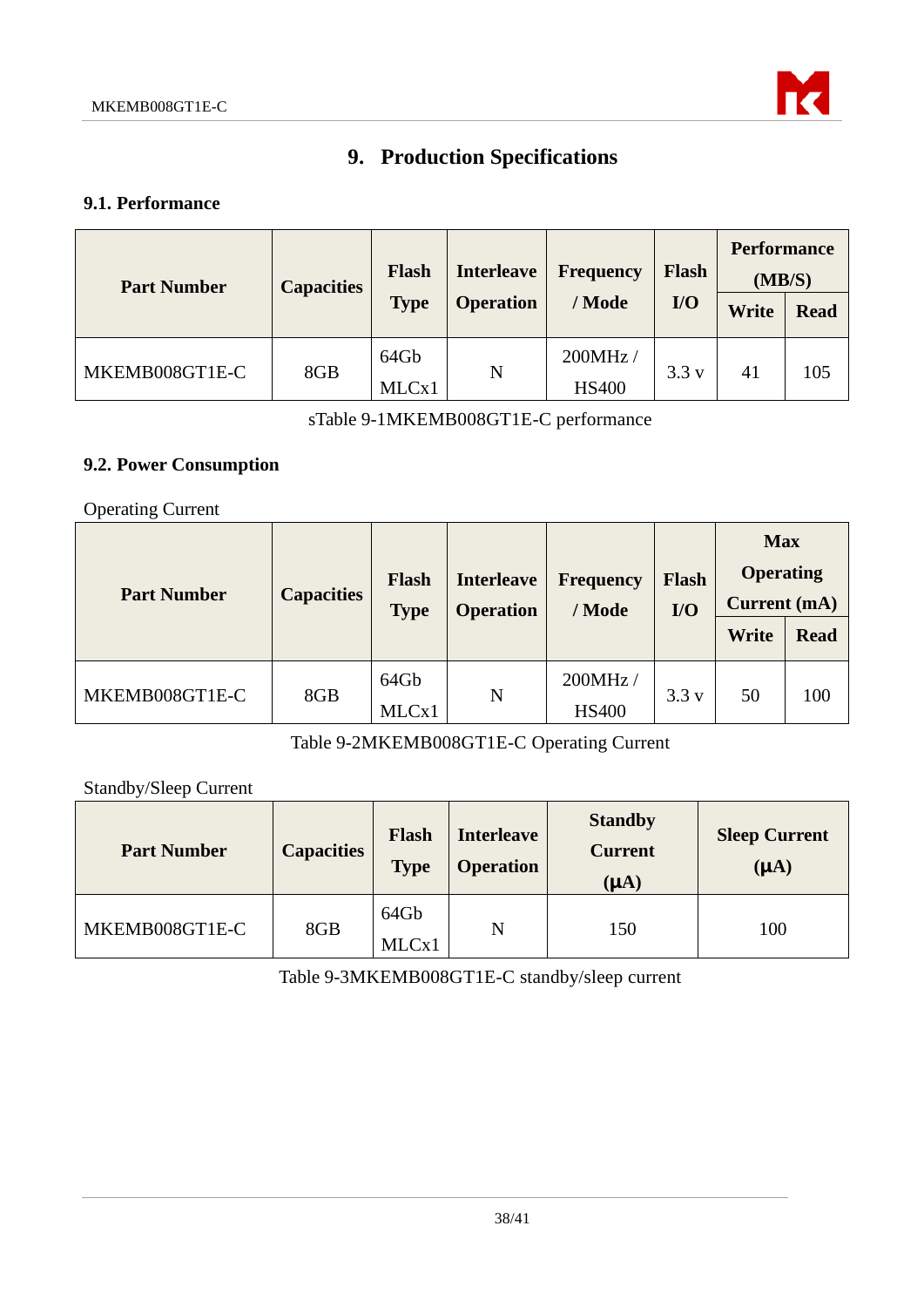# 9. Production Specifications

## 9.1. Performance

| Part Number | Capacities | Flash Type | Interleave Operation | Frequency / Mode | Flash I/O | Performance (MB/S) | |
|---|---|---|---|---|---|---|---|
| | | | | | | Write | Read |
| MKEMB008GT1E-C | 8GB | 64Gb MLCx1 | N | 200MHz / HS400 | 3.3 v | 41 | 105 |

sTable 9-1MKEMB008GT1E-C performance

## 9.2. Power Consumption

Operating Current

| Part Number | Capacities | Flash Type | Interleave Operation | Frequency / Mode | Flash I/O | Max Operating Current (mA) | |
|---|---|---|---|---|---|---|---|
| | | | | | | Write | Read |
| MKEMB008GT1E-C | 8GB | 64Gb MLCx1 | N | 200MHz / HS400 | 3.3 v | 50 | 100 |

Table 9-2MKEMB008GT1E-C Operating Current

Standby/Sleep Current

| Part Number | Capacities | Flash Type | Interleave Operation | Standby Current (μA) | Sleep Current (μA) |
|---|---|---|---|---|---|
| MKEMB008GT1E-C | 8GB | 64Gb MLCx1 | N | 150 | 100 |

Table 9-3MKEMB008GT1E-C standby/sleep current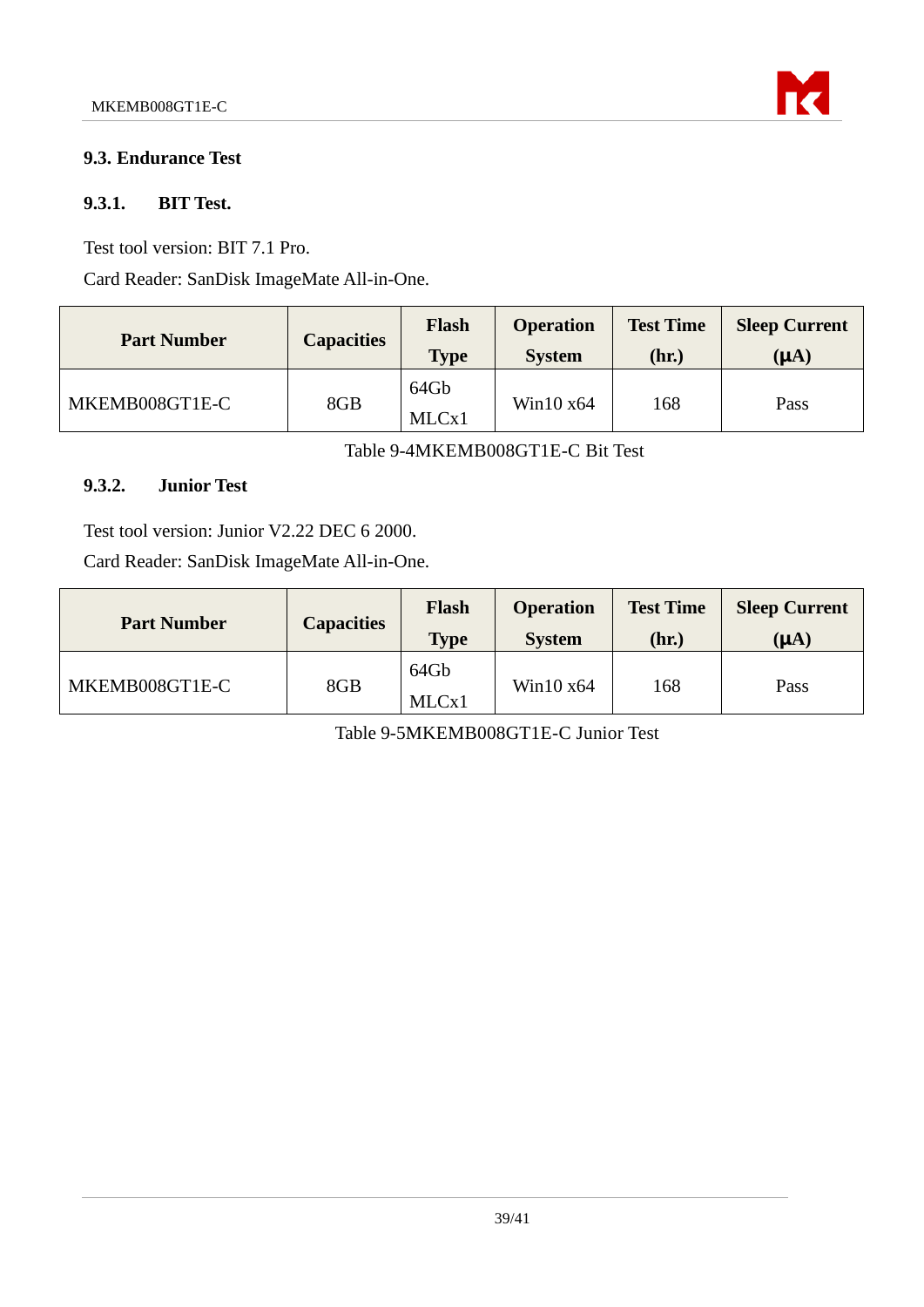## 9.3. Endurance Test

### 9.3.1. BIT Test.

Test tool version: BIT 7.1 Pro.

Card Reader: SanDisk ImageMate All-in-One.

| Part Number | Capacities | Flash Type | Operation System | Test Time (hr.) | Sleep Current (μA) |
|---|---|---|---|---|---|
| MKEMB008GT1E-C | 8GB | 64Gb MLCx1 | Win10 x64 | 168 | Pass |

Table 9-4MKEMB008GT1E-C Bit Test

### 9.3.2. Junior Test

Test tool version: Junior V2.22 DEC 6 2000.

Card Reader: SanDisk ImageMate All-in-One.

| Part Number | Capacities | Flash Type | Operation System | Test Time (hr.) | Sleep Current (μA) |
|---|---|---|---|---|---|
| MKEMB008GT1E-C | 8GB | 64Gb MLCx1 | Win10 x64 | 168 | Pass |

Table 9-5MKEMB008GT1E-C Junior Test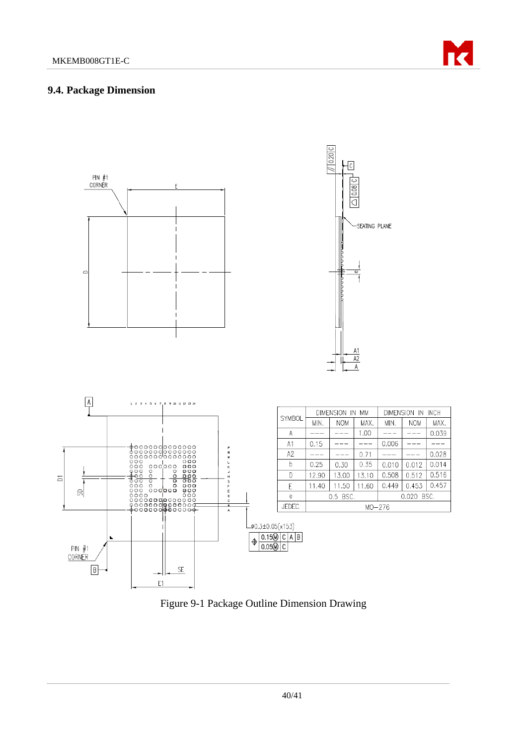## 9.4. Package Dimension

| SYMBOL | DIMENSION IN MM | | | DIMENSION IN INCH | | |
|---|---|---|---|---|---|---|
| | MIN. | NOM | MAX. | MIN. | NOM | MAX. |
| A | --- | --- | 1.00 | --- | --- | 0.039 |
| A1 | 0.15 | --- | --- | 0.006 | --- | --- |
| A2 | --- | --- | 0.71 | --- | --- | 0.028 |
| b | 0.25 | 0.30 | 0.35 | 0.010 | 0.012 | 0.014 |
| D | 12.90 | 13.00 | 13.10 | 0.508 | 0.512 | 0.516 |
| E | 11.40 | 11.50 | 11.60 | 0.449 | 0.453 | 0.457 |
| e | 0.5 BSC. | | | 0.020 BSC. | | |
| JEDEC | MO-276 | | | | | |

Figure 9-1 Package Outline Dimension Drawing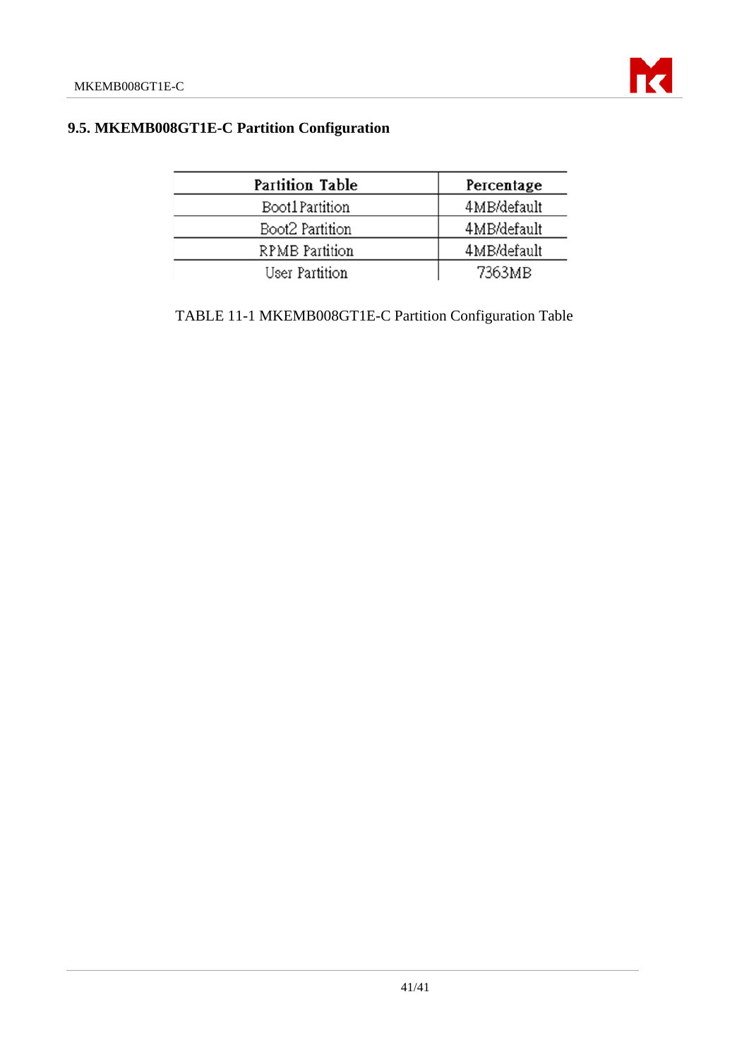## 9.5. MKEMB008GT1E-C Partition Configuration

| Partition Table | Percentage |
|---|---|
| Boot1 Partition | 4MB/default |
| Boot2 Partition | 4MB/default |
| RPMB Partition | 4MB/default |
| User Partition | 7363MB |

TABLE 11-1 MKEMB008GT1E-C Partition Configuration Table